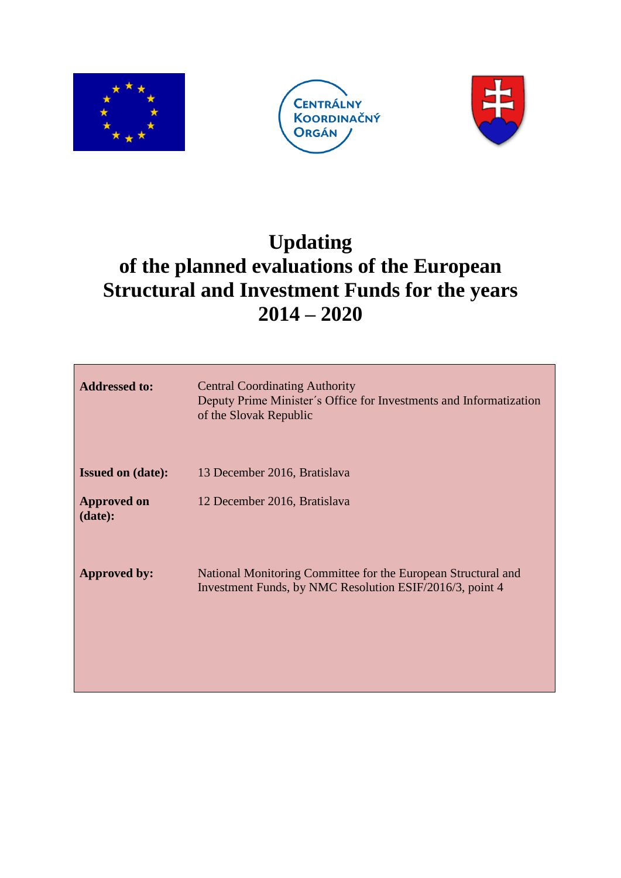CENTRÁLNY KOORDINAČNÝ ORGÁN

# Updating of the planned evaluations of the European Structural and Investment Funds for the years 2014 – 2020

| | |
|---|---|
| **Addressed to:** | Central Coordinating Authority<br>Deputy Prime Minister´s Office for Investments and Informatization of the Slovak Republic |
| **Issued on (date):** | 13 December 2016, Bratislava |
| **Approved on (date):** | 12 December 2016, Bratislava |
| **Approved by:** | National Monitoring Committee for the European Structural and Investment Funds, by NMC Resolution ESIF/2016/3, point 4 |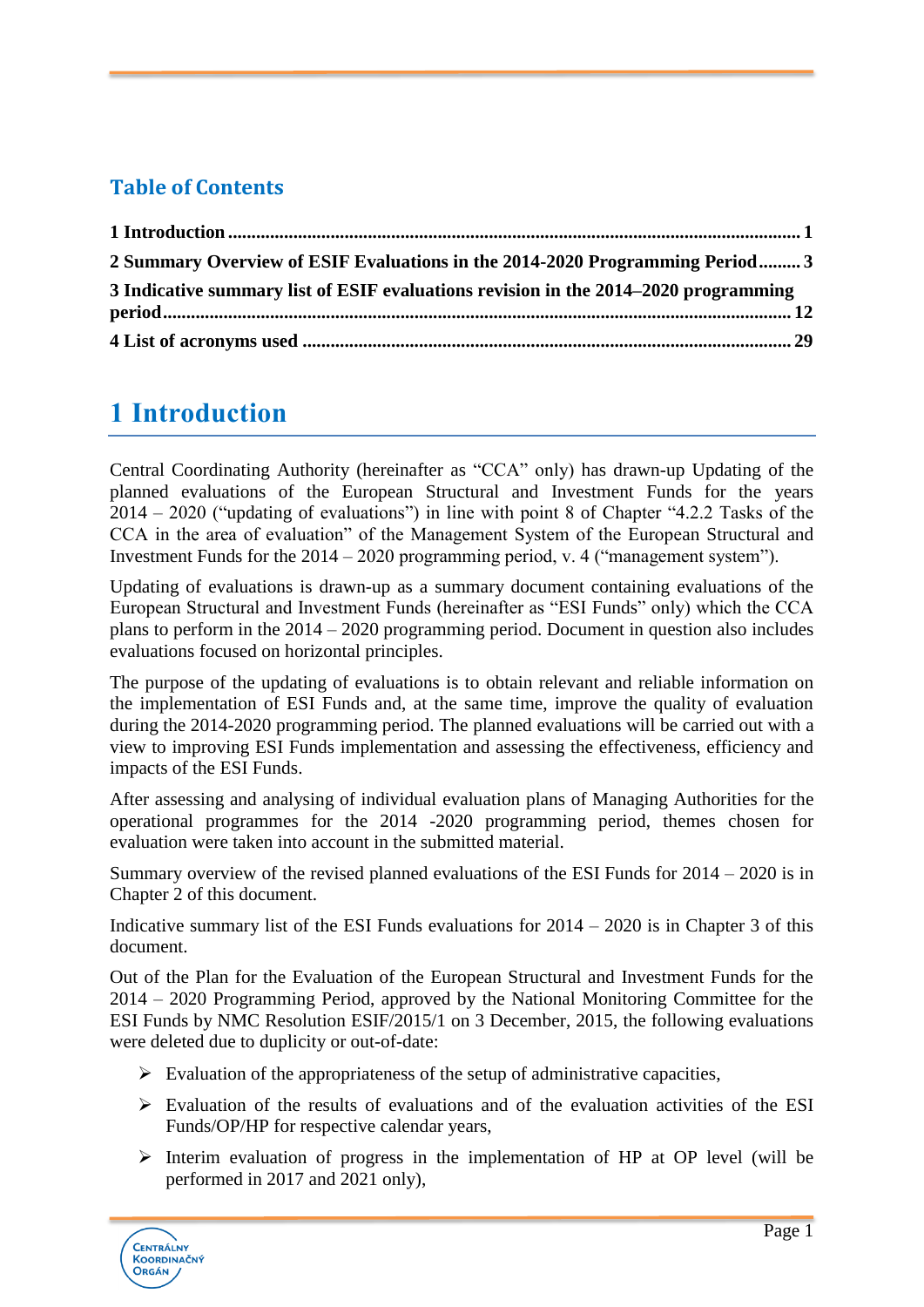## Table of Contents

1 Introduction ... 1

2 Summary Overview of ESIF Evaluations in the 2014-2020 Programming Period ... 3

3 Indicative summary list of ESIF evaluations revision in the 2014–2020 programming period ... 12

4 List of acronyms used ... 29

# 1 Introduction

Central Coordinating Authority (hereinafter as "CCA" only) has drawn-up Updating of the planned evaluations of the European Structural and Investment Funds for the years 2014 – 2020 ("updating of evaluations") in line with point 8 of Chapter "4.2.2 Tasks of the CCA in the area of evaluation" of the Management System of the European Structural and Investment Funds for the 2014 – 2020 programming period, v. 4 ("management system").

Updating of evaluations is drawn-up as a summary document containing evaluations of the European Structural and Investment Funds (hereinafter as "ESI Funds" only) which the CCA plans to perform in the 2014 – 2020 programming period. Document in question also includes evaluations focused on horizontal principles.

The purpose of the updating of evaluations is to obtain relevant and reliable information on the implementation of ESI Funds and, at the same time, improve the quality of evaluation during the 2014-2020 programming period. The planned evaluations will be carried out with a view to improving ESI Funds implementation and assessing the effectiveness, efficiency and impacts of the ESI Funds.

After assessing and analysing of individual evaluation plans of Managing Authorities for the operational programmes for the 2014 -2020 programming period, themes chosen for evaluation were taken into account in the submitted material.

Summary overview of the revised planned evaluations of the ESI Funds for 2014 – 2020 is in Chapter 2 of this document.

Indicative summary list of the ESI Funds evaluations for 2014 – 2020 is in Chapter 3 of this document.

Out of the Plan for the Evaluation of the European Structural and Investment Funds for the 2014 – 2020 Programming Period, approved by the National Monitoring Committee for the ESI Funds by NMC Resolution ESIF/2015/1 on 3 December, 2015, the following evaluations were deleted due to duplicity or out-of-date:

- Evaluation of the appropriateness of the setup of administrative capacities,
- Evaluation of the results of evaluations and of the evaluation activities of the ESI Funds/OP/HP for respective calendar years,
- Interim evaluation of progress in the implementation of HP at OP level (will be performed in 2017 and 2021 only),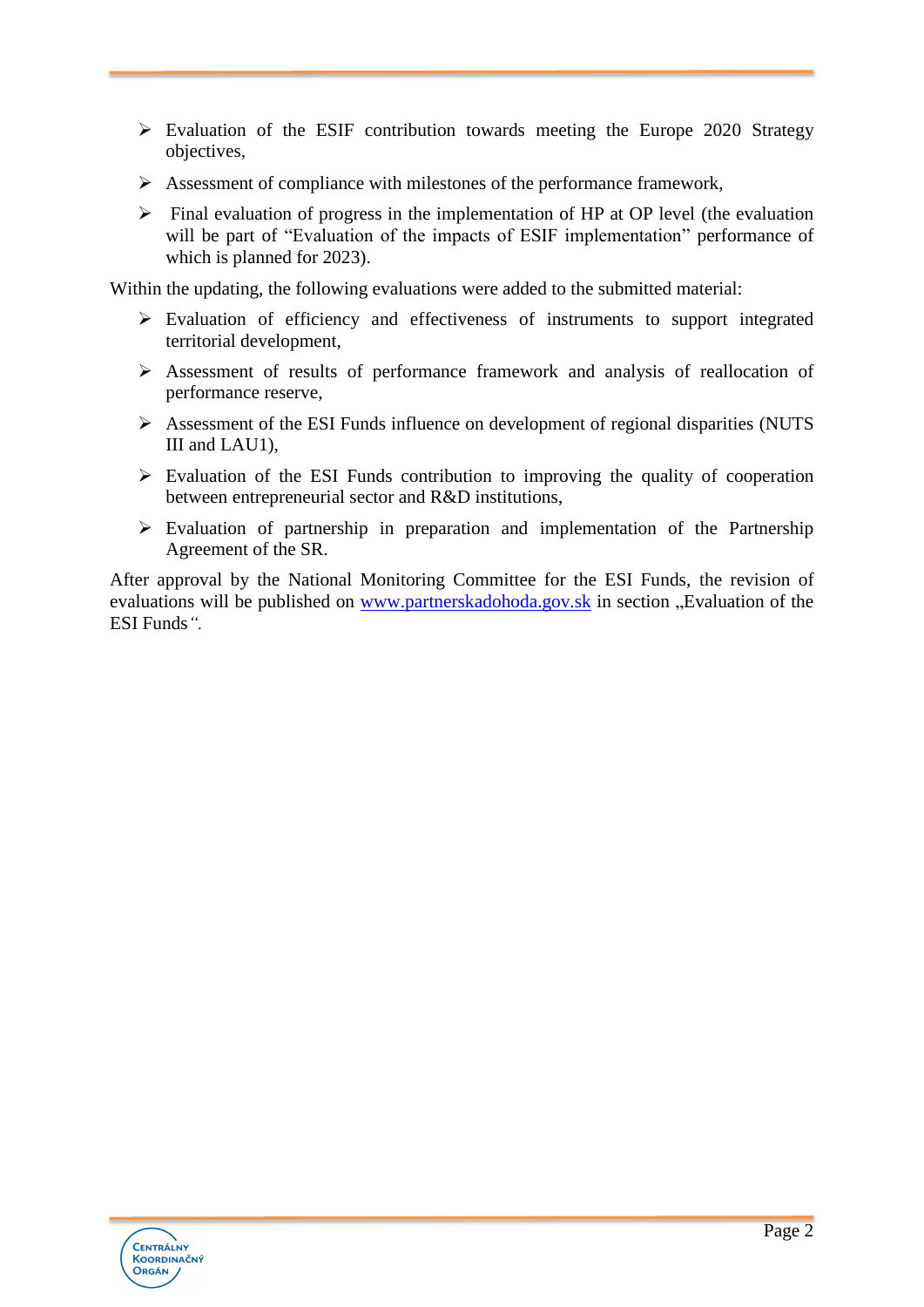- Evaluation of the ESIF contribution towards meeting the Europe 2020 Strategy objectives,
- Assessment of compliance with milestones of the performance framework,
- Final evaluation of progress in the implementation of HP at OP level (the evaluation will be part of "Evaluation of the impacts of ESIF implementation" performance of which is planned for 2023).

Within the updating, the following evaluations were added to the submitted material:

- Evaluation of efficiency and effectiveness of instruments to support integrated territorial development,
- Assessment of results of performance framework and analysis of reallocation of performance reserve,
- Assessment of the ESI Funds influence on development of regional disparities (NUTS III and LAU1),
- Evaluation of the ESI Funds contribution to improving the quality of cooperation between entrepreneurial sector and R&D institutions,
- Evaluation of partnership in preparation and implementation of the Partnership Agreement of the SR.

After approval by the National Monitoring Committee for the ESI Funds, the revision of evaluations will be published on [www.partnerskadohoda.gov.sk](http://www.partnerskadohoda.gov.sk) in section „Evaluation of the ESI Funds".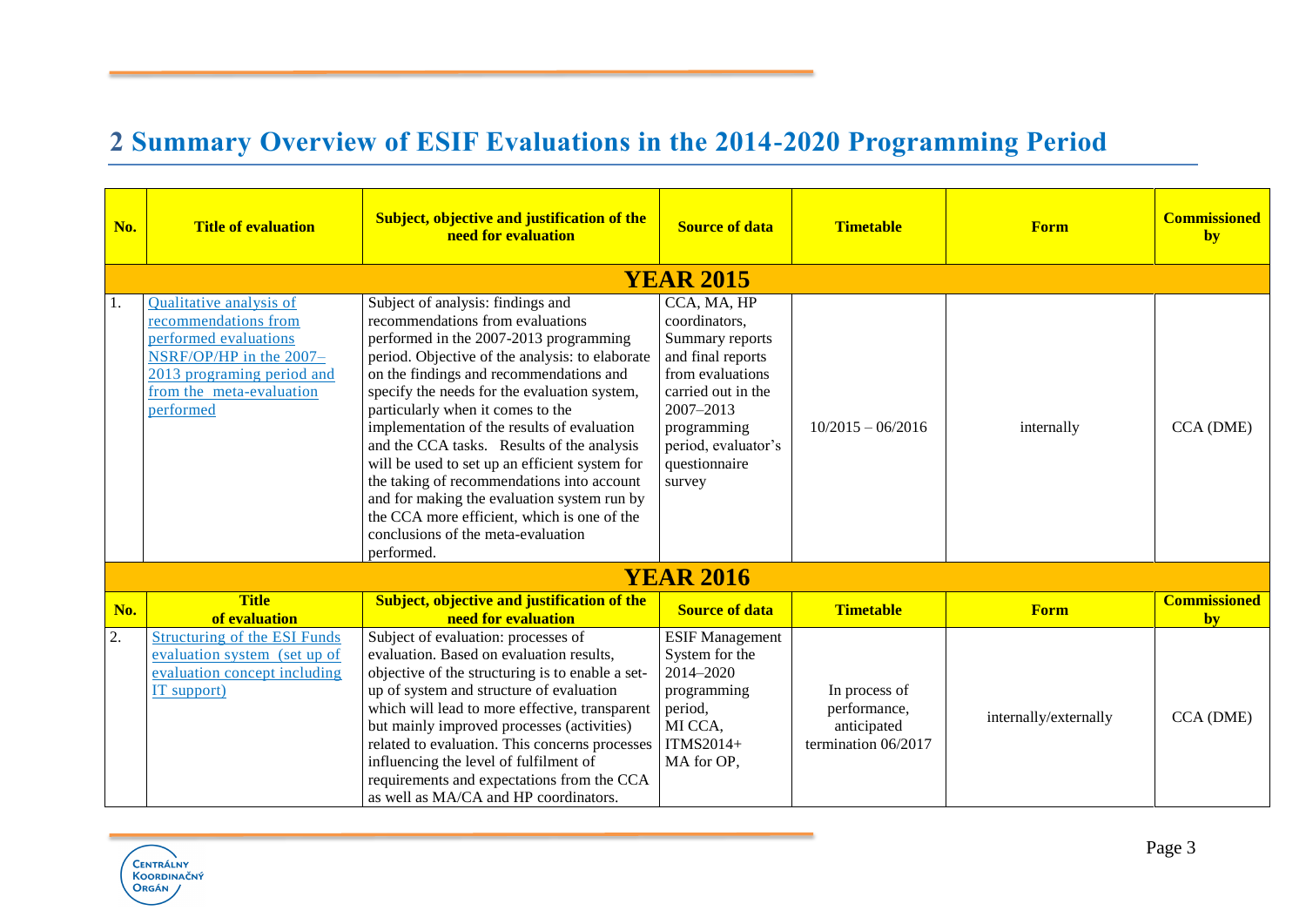## 2 Summary Overview of ESIF Evaluations in the 2014-2020 Programming Period

| No. | Title of evaluation | Subject, objective and justification of the need for evaluation | Source of data | Timetable | Form | Commissioned by |
|---|---|---|---|---|---|---|
| **YEAR 2015** | | | | | | |
| 1. | Qualitative analysis of recommendations from performed evaluations NSRF/OP/HP in the 2007–2013 programing period and from the meta-evaluation performed | Subject of analysis: findings and recommendations from evaluations performed in the 2007-2013 programming period. Objective of the analysis: to elaborate on the findings and recommendations and specify the needs for the evaluation system, particularly when it comes to the implementation of the results of evaluation and the CCA tasks. Results of the analysis will be used to set up an efficient system for the taking of recommendations into account and for making the evaluation system run by the CCA more efficient, which is one of the conclusions of the meta-evaluation performed. | CCA, MA, HP coordinators, Summary reports and final reports from evaluations carried out in the 2007–2013 programming period, evaluator's questionnaire survey | 10/2015 – 06/2016 | internally | CCA (DME) |
| **YEAR 2016** | | | | | | |
| 2. | Structuring of the ESI Funds evaluation system (set up of evaluation concept including IT support) | Subject of evaluation: processes of evaluation. Based on evaluation results, objective of the structuring is to enable a set-up of system and structure of evaluation which will lead to more effective, transparent but mainly improved processes (activities) related to evaluation. This concerns processes influencing the level of fulfilment of requirements and expectations from the CCA as well as MA/CA and HP coordinators. | ESIF Management System for the 2014–2020 programming period, MI CCA, ITMS2014+ MA for OP, | In process of performance, anticipated termination 06/2017 | internally/externally | CCA (DME) |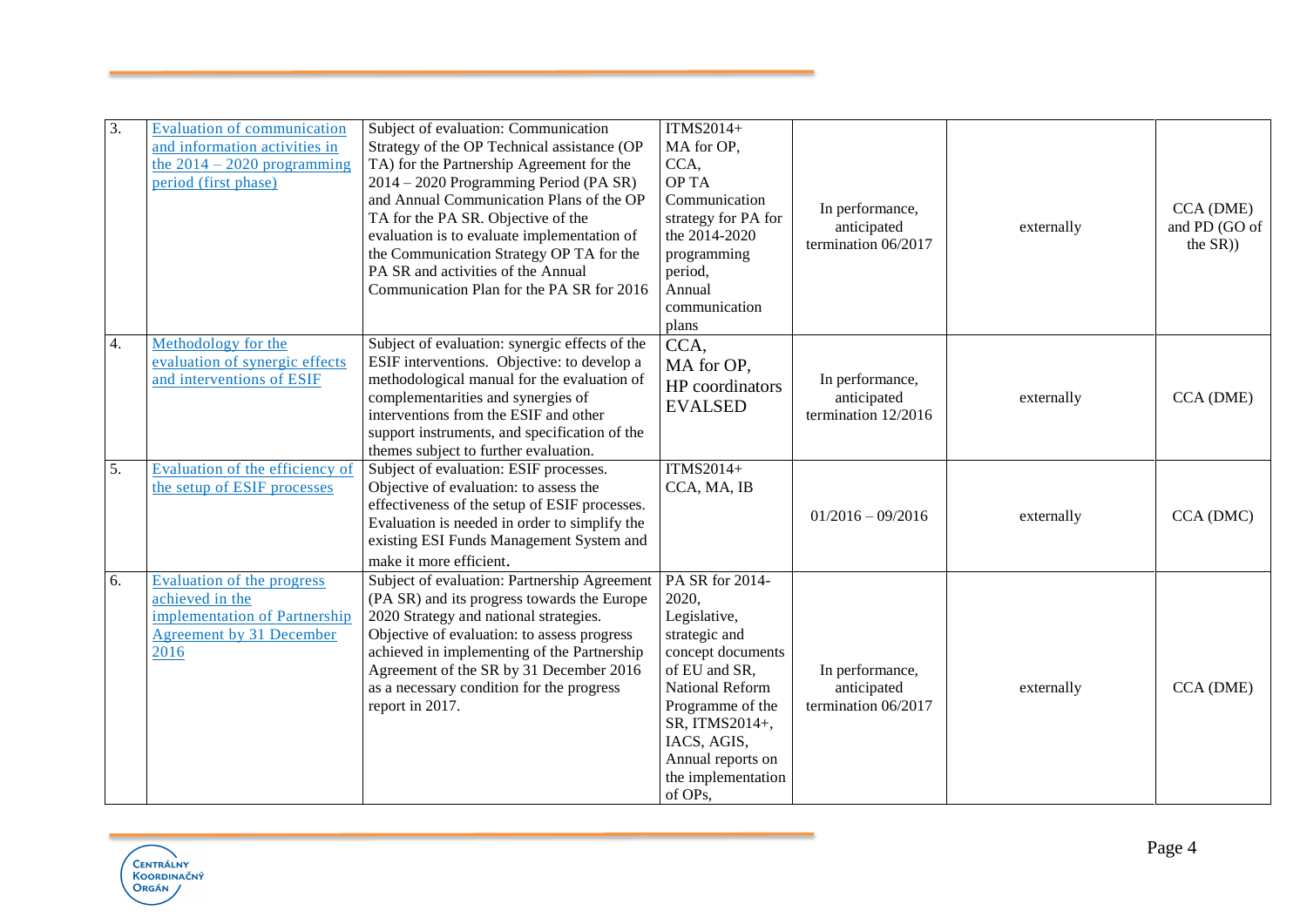| 3. | Evaluation of communication and information activities in the 2014 – 2020 programming period (first phase) | Subject of evaluation: Communication Strategy of the OP Technical assistance (OP TA) for the Partnership Agreement for the 2014 – 2020 Programming Period (PA SR) and Annual Communication Plans of the OP TA for the PA SR. Objective of the evaluation is to evaluate implementation of the Communication Strategy OP TA for the PA SR and activities of the Annual Communication Plan for the PA SR for 2016 | ITMS2014+ MA for OP, CCA, OP TA Communication strategy for PA for the 2014-2020 programming period, Annual communication plans | In performance, anticipated termination 06/2017 | externally | CCA (DME) and PD (GO of the SR)) |
|---|---|---|---|---|---|---|
| 4. | Methodology for the evaluation of synergic effects and interventions of ESIF | Subject of evaluation: synergic effects of the ESIF interventions. Objective: to develop a methodological manual for the evaluation of complementarities and synergies of interventions from the ESIF and other support instruments, and specification of the themes subject to further evaluation. | CCA, MA for OP, HP coordinators EVALSED | In performance, anticipated termination 12/2016 | externally | CCA (DME) |
| 5. | Evaluation of the efficiency of the setup of ESIF processes | Subject of evaluation: ESIF processes. Objective of evaluation: to assess the effectiveness of the setup of ESIF processes. Evaluation is needed in order to simplify the existing ESI Funds Management System and make it more efficient. | ITMS2014+ CCA, MA, IB | 01/2016 – 09/2016 | externally | CCA (DMC) |
| 6. | Evaluation of the progress achieved in the implementation of Partnership Agreement by 31 December 2016 | Subject of evaluation: Partnership Agreement (PA SR) and its progress towards the Europe 2020 Strategy and national strategies. Objective of evaluation: to assess progress achieved in implementing of the Partnership Agreement of the SR by 31 December 2016 as a necessary condition for the progress report in 2017. | PA SR for 2014-2020, Legislative, strategic and concept documents of EU and SR, National Reform Programme of the SR, ITMS2014+, IACS, AGIS, Annual reports on the implementation of OPs, | In performance, anticipated termination 06/2017 | externally | CCA (DME) |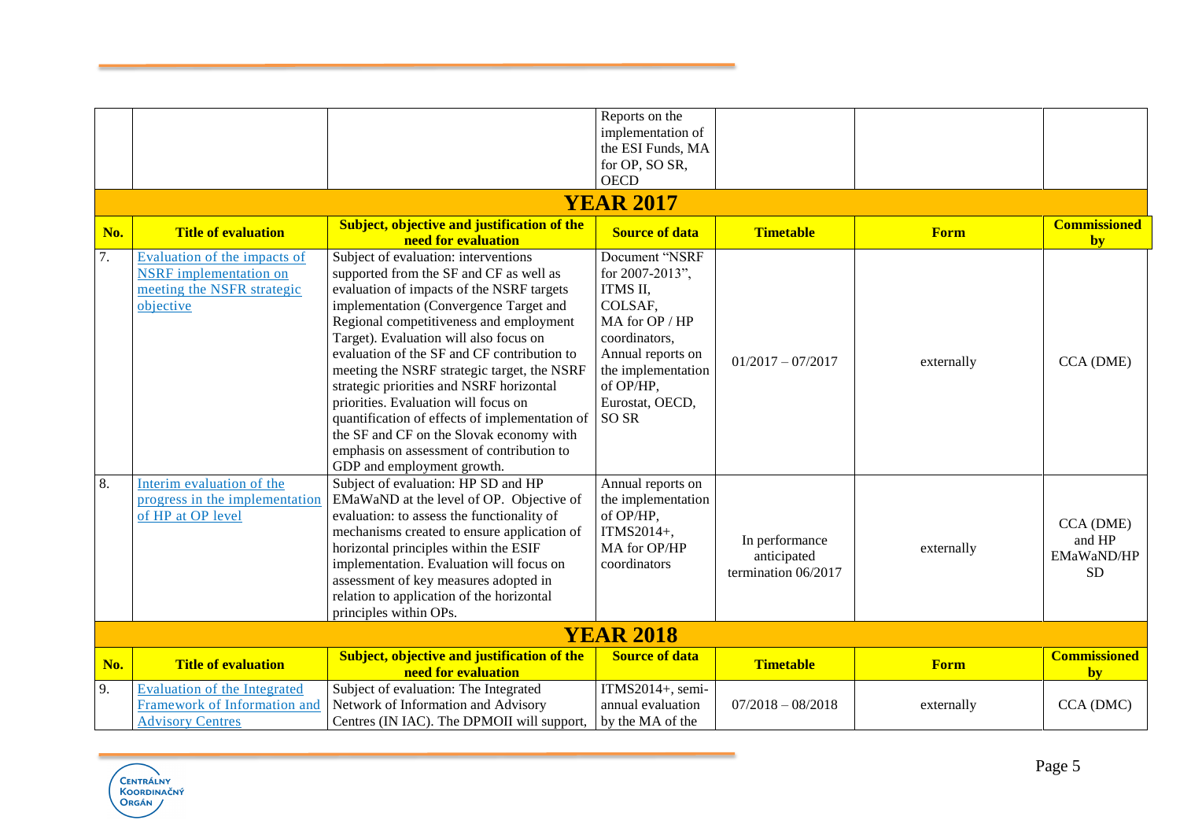| | | | Reports on the implementation of the ESI Funds, MA for OP, SO SR, OECD | | | |
|---|---|---|---|---|---|---|

## YEAR 2017

| No. | Title of evaluation | Subject, objective and justification of the need for evaluation | Source of data | Timetable | Form | Commissioned by |
|---|---|---|---|---|---|---|
| 7. | Evaluation of the impacts of NSRF implementation on meeting the NSFR strategic objective | Subject of evaluation: interventions supported from the SF and CF as well as evaluation of impacts of the NSRF targets implementation (Convergence Target and Regional competitiveness and employment Target). Evaluation will also focus on evaluation of the SF and CF contribution to meeting the NSRF strategic target, the NSRF strategic priorities and NSRF horizontal priorities. Evaluation will focus on quantification of effects of implementation of the SF and CF on the Slovak economy with emphasis on assessment of contribution to GDP and employment growth. | Document "NSRF for 2007-2013", ITMS II, COLSAF, MA for OP / HP coordinators, Annual reports on the implementation of OP/HP, Eurostat, OECD, SO SR | 01/2017 – 07/2017 | externally | CCA (DME) |
| 8. | Interim evaluation of the progress in the implementation of HP at OP level | Subject of evaluation: HP SD and HP EMaWaND at the level of OP. Objective of evaluation: to assess the functionality of mechanisms created to ensure application of horizontal principles within the ESIF implementation. Evaluation will focus on assessment of key measures adopted in relation to application of the horizontal principles within OPs. | Annual reports on the implementation of OP/HP, ITMS2014+, MA for OP/HP coordinators | In performance anticipated termination 06/2017 | externally | CCA (DME) and HP EMaWaND/HP SD |

## YEAR 2018

| No. | Title of evaluation | Subject, objective and justification of the need for evaluation | Source of data | Timetable | Form | Commissioned by |
|---|---|---|---|---|---|---|
| 9. | Evaluation of the Integrated Framework of Information and Advisory Centres | Subject of evaluation: The Integrated Network of Information and Advisory Centres (IN IAC). The DPMOII will support, | ITMS2014+, semi-annual evaluation by the MA of the | 07/2018 – 08/2018 | externally | CCA (DMC) |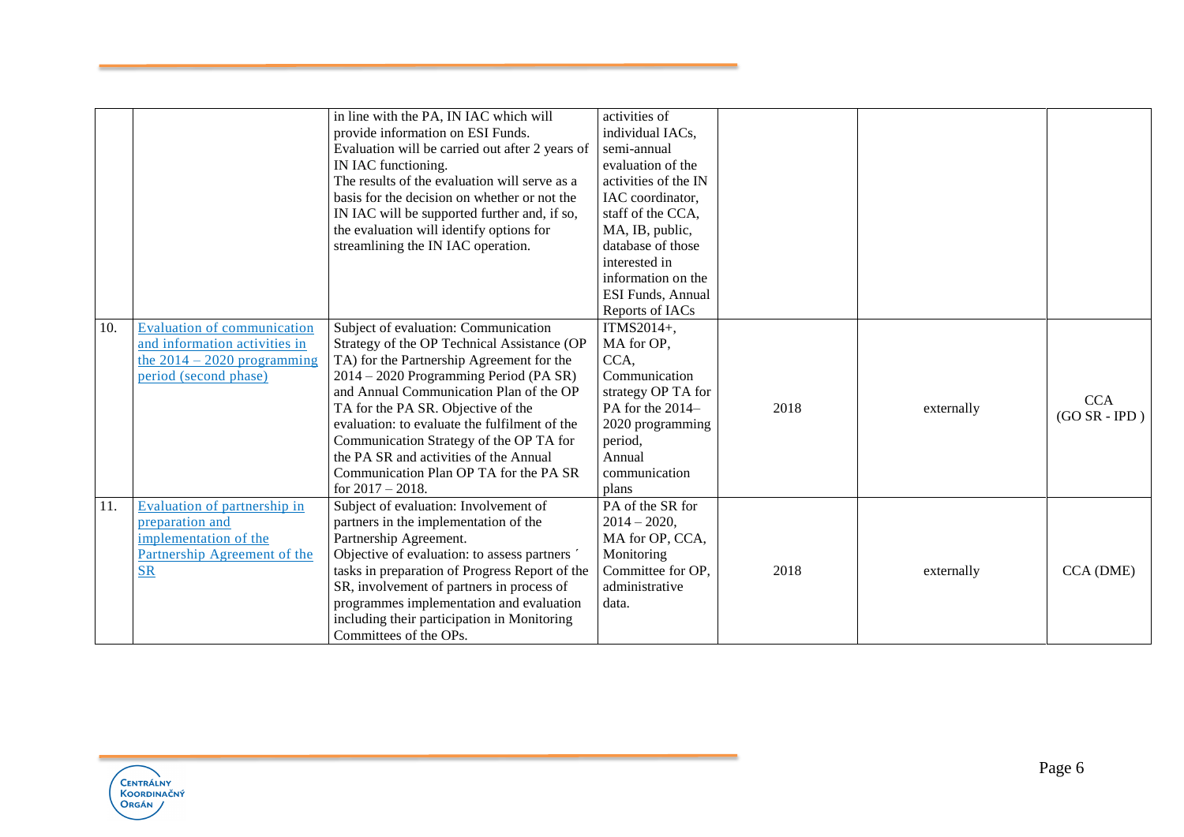| | | | | | | |
|---|---|---|---|---|---|---|
| | | in line with the PA, IN IAC which will provide information on ESI Funds. Evaluation will be carried out after 2 years of IN IAC functioning. The results of the evaluation will serve as a basis for the decision on whether or not the IN IAC will be supported further and, if so, the evaluation will identify options for streamlining the IN IAC operation. | activities of individual IACs, semi-annual evaluation of the activities of the IN IAC coordinator, staff of the CCA, MA, IB, public, database of those interested in information on the ESI Funds, Annual Reports of IACs | | | |
| 10. | Evaluation of communication and information activities in the 2014 – 2020 programming period (second phase) | Subject of evaluation: Communication Strategy of the OP Technical Assistance (OP TA) for the Partnership Agreement for the 2014 – 2020 Programming Period (PA SR) and Annual Communication Plan of the OP TA for the PA SR. Objective of the evaluation: to evaluate the fulfilment of the Communication Strategy of the OP TA for the PA SR and activities of the Annual Communication Plan OP TA for the PA SR for 2017 – 2018. | ITMS2014+, MA for OP, CCA, Communication strategy OP TA for PA for the 2014–2020 programming period, Annual communication plans | 2018 | externally | CCA (GO SR - IPD ) |
| 11. | Evaluation of partnership in preparation and implementation of the Partnership Agreement of the SR | Subject of evaluation: Involvement of partners in the implementation of the Partnership Agreement. Objective of evaluation: to assess partners ´ tasks in preparation of Progress Report of the SR, involvement of partners in process of programmes implementation and evaluation including their participation in Monitoring Committees of the OPs. | PA of the SR for 2014 – 2020, MA for OP, CCA, Monitoring Committee for OP, administrative data. | 2018 | externally | CCA (DME) |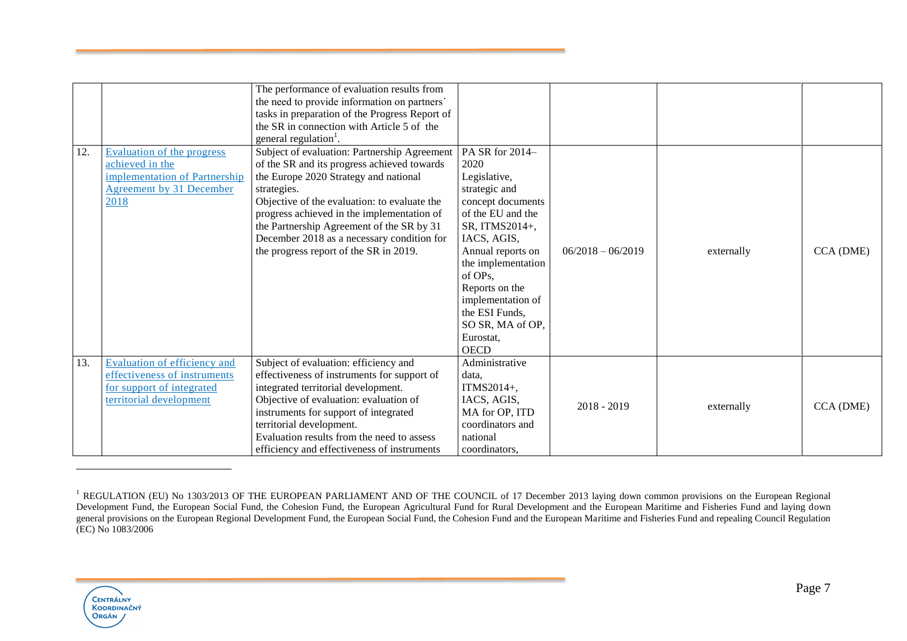| | | | | | | |
|---|---|---|---|---|---|---|
| | | The performance of evaluation results from the need to provide information on partners´ tasks in preparation of the Progress Report of the SR in connection with Article 5 of the general regulation[1]. | | | | |
| 12. | Evaluation of the progress achieved in the implementation of Partnership Agreement by 31 December 2018 | Subject of evaluation: Partnership Agreement of the SR and its progress achieved towards the Europe 2020 Strategy and national strategies.<br>Objective of the evaluation: to evaluate the progress achieved in the implementation of the Partnership Agreement of the SR by 31 December 2018 as a necessary condition for the progress report of the SR in 2019. | PA SR for 2014–2020<br>Legislative, strategic and concept documents of the EU and the SR, ITMS2014+, IACS, AGIS,<br>Annual reports on the implementation of OPs,<br>Reports on the implementation of the ESI Funds,<br>SO SR, MA of OP,<br>Eurostat,<br>OECD | 06/2018 – 06/2019 | externally | CCA (DME) |
| 13. | Evaluation of efficiency and effectiveness of instruments for support of integrated territorial development | Subject of evaluation: efficiency and effectiveness of instruments for support of integrated territorial development.<br>Objective of evaluation: evaluation of instruments for support of integrated territorial development.<br>Evaluation results from the need to assess efficiency and effectiveness of instruments | Administrative data,<br>ITMS2014+,<br>IACS, AGIS,<br>MA for OP, ITD coordinators and national coordinators, | 2018 - 2019 | externally | CCA (DME) |

[1] REGULATION (EU) No 1303/2013 OF THE EUROPEAN PARLIAMENT AND OF THE COUNCIL of 17 December 2013 laying down common provisions on the European Regional Development Fund, the European Social Fund, the Cohesion Fund, the European Agricultural Fund for Rural Development and the European Maritime and Fisheries Fund and laying down general provisions on the European Regional Development Fund, the European Social Fund, the Cohesion Fund and the European Maritime and Fisheries Fund and repealing Council Regulation (EC) No 1083/2006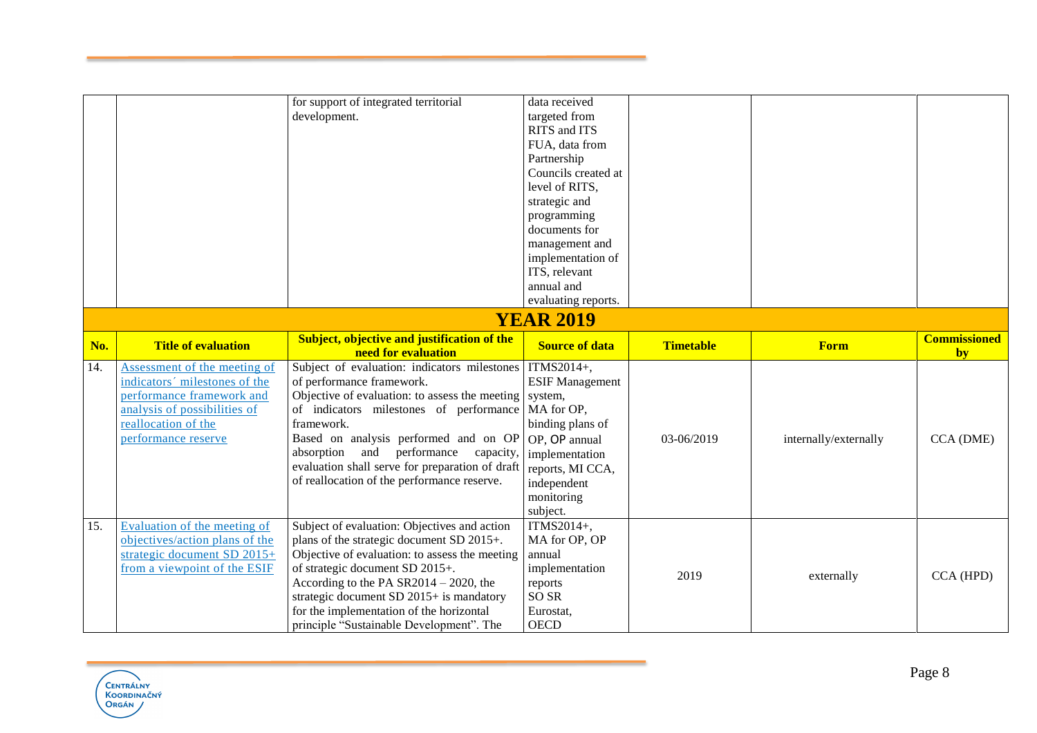| | | for support of integrated territorial development. | data received targeted from RITS and ITS FUA, data from Partnership Councils created at level of RITS, strategic and programming documents for management and implementation of ITS, relevant annual and evaluating reports. | | | |
|---|---|---|---|---|---|---|

**YEAR 2019**

| No. | Title of evaluation | Subject, objective and justification of the need for evaluation | Source of data | Timetable | Form | Commissioned by |
|---|---|---|---|---|---|---|
| 14. | Assessment of the meeting of indicators´ milestones of the performance framework and analysis of possibilities of reallocation of the performance reserve | Subject of evaluation: indicators milestones of performance framework. Objective of evaluation: to assess the meeting of indicators milestones of performance framework. Based on analysis performed and on OP absorption and performance capacity, evaluation shall serve for preparation of draft of reallocation of the performance reserve. | ITMS2014+, ESIF Management system, MA for OP, binding plans of OP, OP annual implementation reports, MI CCA, independent monitoring subject. | 03-06/2019 | internally/externally | CCA (DME) |
| 15. | Evaluation of the meeting of objectives/action plans of the strategic document SD 2015+ from a viewpoint of the ESIF | Subject of evaluation: Objectives and action plans of the strategic document SD 2015+. Objective of evaluation: to assess the meeting of strategic document SD 2015+. According to the PA SR2014 – 2020, the strategic document SD 2015+ is mandatory for the implementation of the horizontal principle "Sustainable Development". The | ITMS2014+, MA for OP, OP annual implementation reports SO SR Eurostat, OECD | 2019 | externally | CCA (HPD) |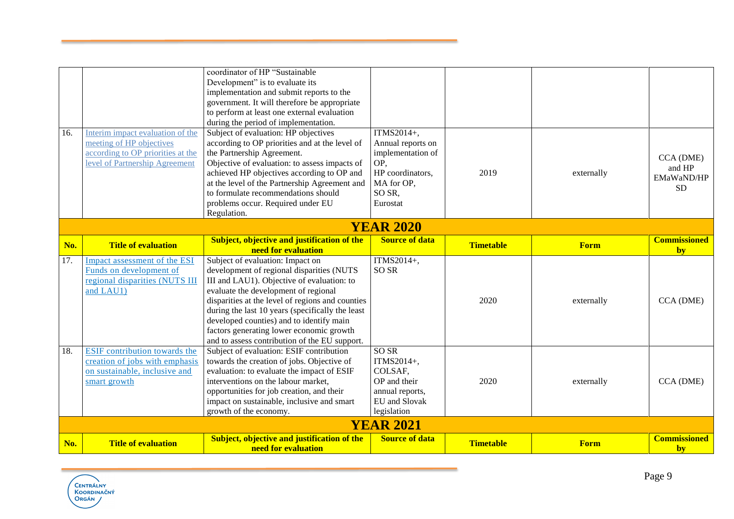| No. | Title of evaluation | Subject, objective and justification of the need for evaluation | Source of data | Timetable | Form | Commissioned by |
|---|---|---|---|---|---|---|
| | | coordinator of HP "Sustainable Development" is to evaluate its implementation and submit reports to the government. It will therefore be appropriate to perform at least one external evaluation during the period of implementation. | | | | |
| 16. | Interim impact evaluation of the meeting of HP objectives according to OP priorities at the level of Partnership Agreement | Subject of evaluation: HP objectives according to OP priorities and at the level of the Partnership Agreement. Objective of evaluation: to assess impacts of achieved HP objectives according to OP and at the level of the Partnership Agreement and to formulate recommendations should problems occur. Required under EU Regulation. | ITMS2014+, Annual reports on implementation of OP, HP coordinators, MA for OP, SO SR, Eurostat | 2019 | externally | CCA (DME) and HP EMaWaND/HP SD |
| **YEAR 2020** | | | | | | |
| **No.** | **Title of evaluation** | **Subject, objective and justification of the need for evaluation** | **Source of data** | **Timetable** | **Form** | **Commissioned by** |
| 17. | Impact assessment of the ESI Funds on development of regional disparities (NUTS III and LAU1) | Subject of evaluation: Impact on development of regional disparities (NUTS III and LAU1). Objective of evaluation: to evaluate the development of regional disparities at the level of regions and counties during the last 10 years (specifically the least developed counties) and to identify main factors generating lower economic growth and to assess contribution of the EU support. | ITMS2014+, SO SR | 2020 | externally | CCA (DME) |
| 18. | ESIF contribution towards the creation of jobs with emphasis on sustainable, inclusive and smart growth | Subject of evaluation: ESIF contribution towards the creation of jobs. Objective of evaluation: to evaluate the impact of ESIF interventions on the labour market, opportunities for job creation, and their impact on sustainable, inclusive and smart growth of the economy. | SO SR ITMS2014+, COLSAF, OP and their annual reports, EU and Slovak legislation | 2020 | externally | CCA (DME) |
| **YEAR 2021** | | | | | | |
| **No.** | **Title of evaluation** | **Subject, objective and justification of the need for evaluation** | **Source of data** | **Timetable** | **Form** | **Commissioned by** |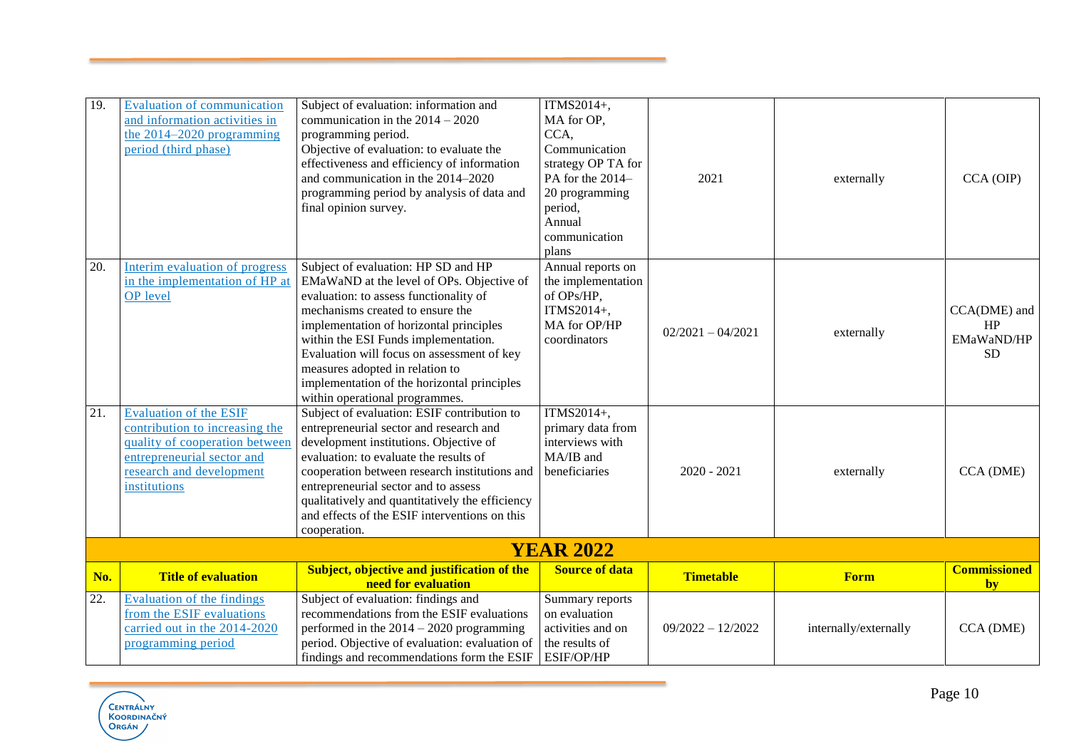| No. | Title of evaluation | Subject, objective and justification of the need for evaluation | Source of data | Timetable | Form | Commissioned by |
|---|---|---|---|---|---|---|
| 19. | Evaluation of communication and information activities in the 2014–2020 programming period (third phase) | Subject of evaluation: information and communication in the 2014 – 2020 programming period. Objective of evaluation: to evaluate the effectiveness and efficiency of information and communication in the 2014–2020 programming period by analysis of data and final opinion survey. | ITMS2014+, MA for OP, CCA, Communication strategy OP TA for PA for the 2014–20 programming period, Annual communication plans | 2021 | externally | CCA (OIP) |
| 20. | Interim evaluation of progress in the implementation of HP at OP level | Subject of evaluation: HP SD and HP EMaWaND at the level of OPs. Objective of evaluation: to assess functionality of mechanisms created to ensure the implementation of horizontal principles within the ESI Funds implementation. Evaluation will focus on assessment of key measures adopted in relation to implementation of the horizontal principles within operational programmes. | Annual reports on the implementation of OPs/HP, ITMS2014+, MA for OP/HP coordinators | 02/2021 – 04/2021 | externally | CCA(DME) and HP EMaWaND/HP SD |
| 21. | Evaluation of the ESIF contribution to increasing the quality of cooperation between entrepreneurial sector and research and development institutions | Subject of evaluation: ESIF contribution to entrepreneurial sector and research and development institutions. Objective of evaluation: to evaluate the results of cooperation between research institutions and entrepreneurial sector and to assess qualitatively and quantitatively the efficiency and effects of the ESIF interventions on this cooperation. | ITMS2014+, primary data from interviews with MA/IB and beneficiaries | 2020 - 2021 | externally | CCA (DME) |
| **YEAR 2022** | | | | | | |
| **No.** | **Title of evaluation** | **Subject, objective and justification of the need for evaluation** | **Source of data** | **Timetable** | **Form** | **Commissioned by** |
| 22. | Evaluation of the findings from the ESIF evaluations carried out in the 2014-2020 programming period | Subject of evaluation: findings and recommendations from the ESIF evaluations performed in the 2014 – 2020 programming period. Objective of evaluation: evaluation of findings and recommendations form the ESIF | Summary reports on evaluation activities and on the results of ESIF/OP/HP | 09/2022 – 12/2022 | internally/externally | CCA (DME) |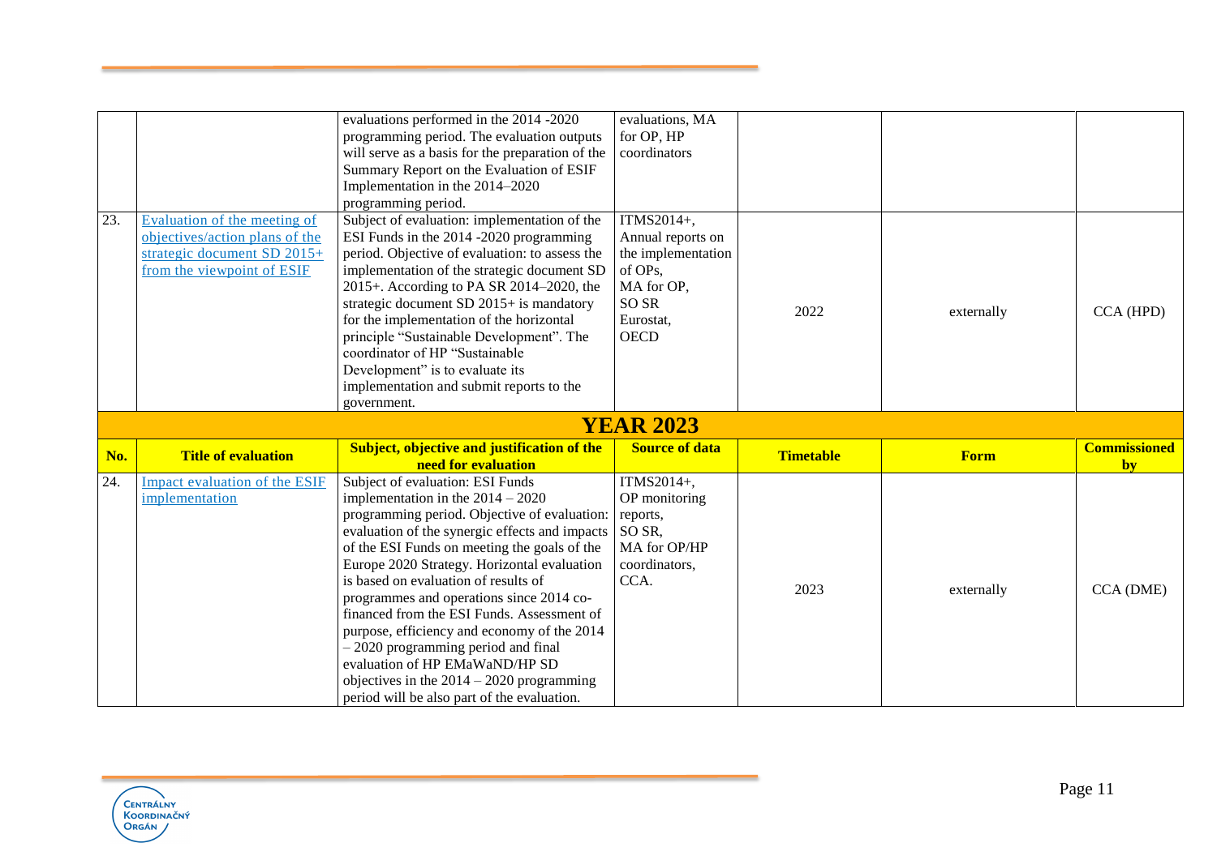| No. | Title of evaluation | Subject, objective and justification of the need for evaluation | Source of data | Timetable | Form | Commissioned by |
|---|---|---|---|---|---|---|
| | | evaluations performed in the 2014 -2020 programming period. The evaluation outputs will serve as a basis for the preparation of the Summary Report on the Evaluation of ESIF Implementation in the 2014–2020 programming period. | evaluations, MA for OP, HP coordinators | | | |
| 23. | Evaluation of the meeting of objectives/action plans of the strategic document SD 2015+ from the viewpoint of ESIF | Subject of evaluation: implementation of the ESI Funds in the 2014 -2020 programming period. Objective of evaluation: to assess the implementation of the strategic document SD 2015+. According to PA SR 2014–2020, the strategic document SD 2015+ is mandatory for the implementation of the horizontal principle "Sustainable Development". The coordinator of HP "Sustainable Development" is to evaluate its implementation and submit reports to the government. | ITMS2014+, Annual reports on the implementation of OPs, MA for OP, SO SR Eurostat, OECD | 2022 | externally | CCA (HPD) |
| **YEAR 2023** | | | | | | |
| **No.** | **Title of evaluation** | **Subject, objective and justification of the need for evaluation** | **Source of data** | **Timetable** | **Form** | **Commissioned by** |
| 24. | Impact evaluation of the ESIF implementation | Subject of evaluation: ESI Funds implementation in the 2014 – 2020 programming period. Objective of evaluation: evaluation of the synergic effects and impacts of the ESI Funds on meeting the goals of the Europe 2020 Strategy. Horizontal evaluation is based on evaluation of results of programmes and operations since 2014 co-financed from the ESI Funds. Assessment of purpose, efficiency and economy of the 2014 – 2020 programming period and final evaluation of HP EMaWaND/HP SD objectives in the 2014 – 2020 programming period will be also part of the evaluation. | ITMS2014+, OP monitoring reports, SO SR, MA for OP/HP coordinators, CCA. | 2023 | externally | CCA (DME) |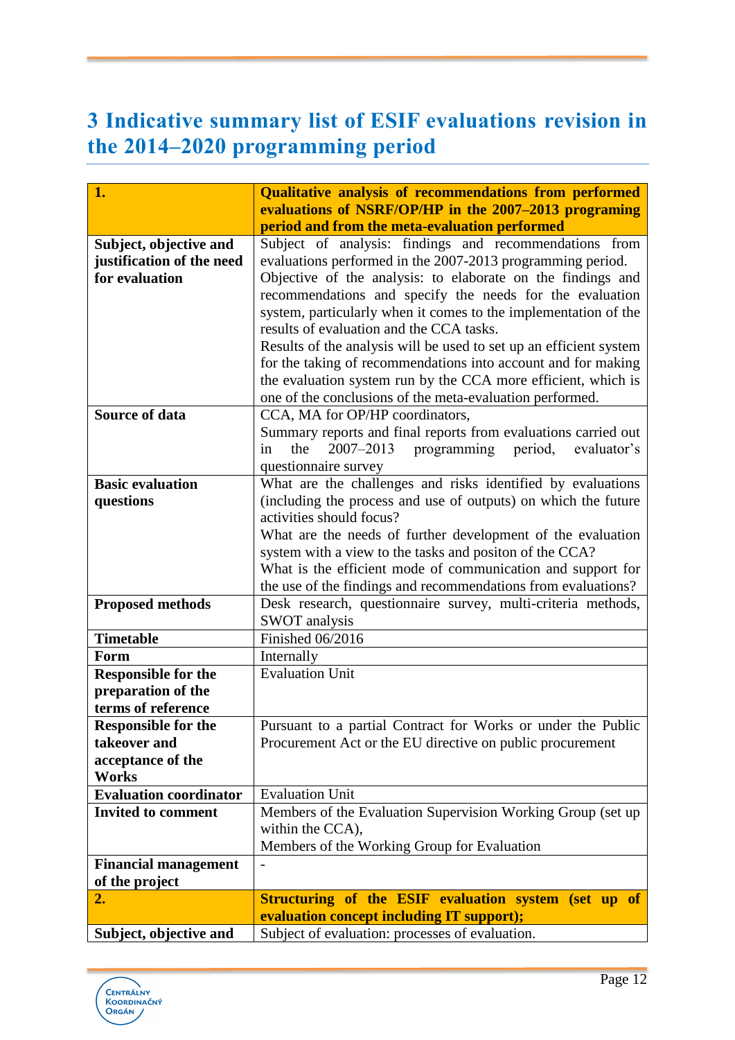# 3 Indicative summary list of ESIF evaluations revision in the 2014–2020 programming period

| **1.** | **Qualitative analysis of recommendations from performed evaluations of NSRF/OP/HP in the 2007–2013 programing period and from the meta-evaluation performed** |
|---|---|
| **Subject, objective and justification of the need for evaluation** | Subject of analysis: findings and recommendations from evaluations performed in the 2007-2013 programming period.<br>Objective of the analysis: to elaborate on the findings and recommendations and specify the needs for the evaluation system, particularly when it comes to the implementation of the results of evaluation and the CCA tasks.<br>Results of the analysis will be used to set up an efficient system for the taking of recommendations into account and for making the evaluation system run by the CCA more efficient, which is one of the conclusions of the meta-evaluation performed. |
| **Source of data** | CCA, MA for OP/HP coordinators,<br>Summary reports and final reports from evaluations carried out in the 2007–2013 programming period, evaluator's questionnaire survey |
| **Basic evaluation questions** | What are the challenges and risks identified by evaluations (including the process and use of outputs) on which the future activities should focus?<br>What are the needs of further development of the evaluation system with a view to the tasks and positon of the CCA?<br>What is the efficient mode of communication and support for the use of the findings and recommendations from evaluations? |
| **Proposed methods** | Desk research, questionnaire survey, multi-criteria methods, SWOT analysis |
| **Timetable** | Finished 06/2016 |
| **Form** | Internally |
| **Responsible for the preparation of the terms of reference** | Evaluation Unit |
| **Responsible for the takeover and acceptance of the Works** | Pursuant to a partial Contract for Works or under the Public Procurement Act or the EU directive on public procurement |
| **Evaluation coordinator** | Evaluation Unit |
| **Invited to comment** | Members of the Evaluation Supervision Working Group (set up within the CCA),<br>Members of the Working Group for Evaluation |
| **Financial management of the project** | - |
| **2.** | **Structuring of the ESIF evaluation system (set up of evaluation concept including IT support);** |
| **Subject, objective and** | Subject of evaluation: processes of evaluation. |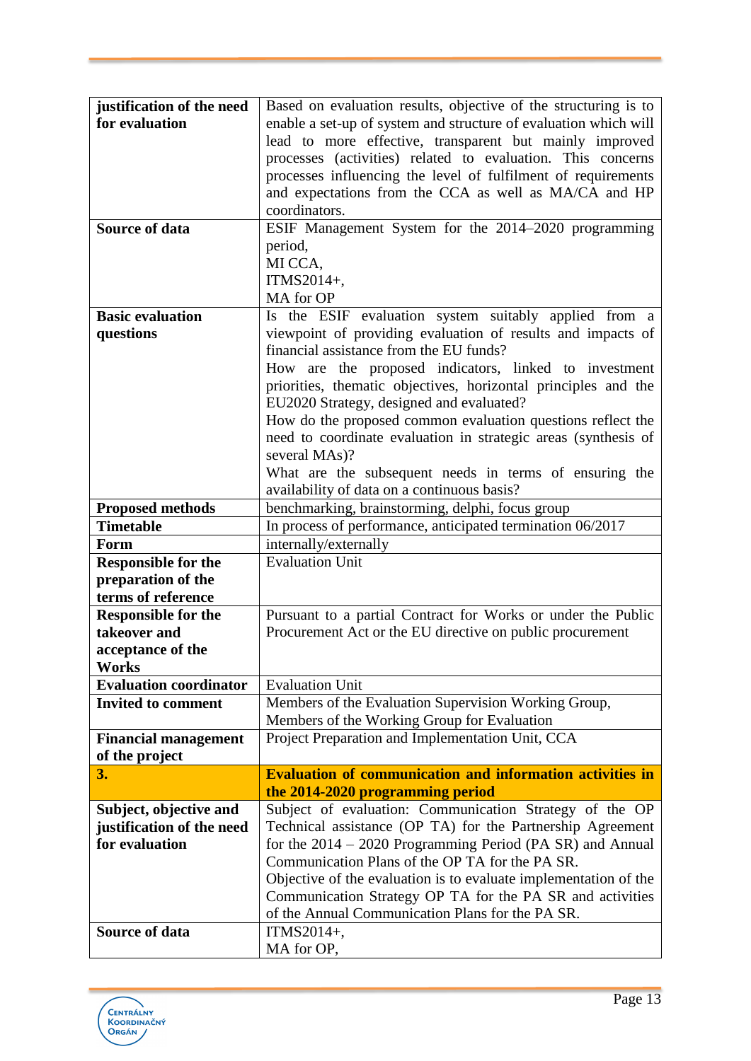| | |
|---|---|
| **justification of the need for evaluation** | Based on evaluation results, objective of the structuring is to enable a set-up of system and structure of evaluation which will lead to more effective, transparent but mainly improved processes (activities) related to evaluation. This concerns processes influencing the level of fulfilment of requirements and expectations from the CCA as well as MA/CA and HP coordinators. |
| **Source of data** | ESIF Management System for the 2014–2020 programming period,<br>MI CCA,<br>ITMS2014+,<br>MA for OP |
| **Basic evaluation questions** | Is the ESIF evaluation system suitably applied from a viewpoint of providing evaluation of results and impacts of financial assistance from the EU funds?<br>How are the proposed indicators, linked to investment priorities, thematic objectives, horizontal principles and the EU2020 Strategy, designed and evaluated?<br>How do the proposed common evaluation questions reflect the need to coordinate evaluation in strategic areas (synthesis of several MAs)?<br>What are the subsequent needs in terms of ensuring the availability of data on a continuous basis? |
| **Proposed methods** | benchmarking, brainstorming, delphi, focus group |
| **Timetable** | In process of performance, anticipated termination 06/2017 |
| **Form** | internally/externally |
| **Responsible for the preparation of the terms of reference** | Evaluation Unit |
| **Responsible for the takeover and acceptance of the Works** | Pursuant to a partial Contract for Works or under the Public Procurement Act or the EU directive on public procurement |
| **Evaluation coordinator** | Evaluation Unit |
| **Invited to comment** | Members of the Evaluation Supervision Working Group,<br>Members of the Working Group for Evaluation |
| **Financial management of the project** | Project Preparation and Implementation Unit, CCA |
| **3.** | **Evaluation of communication and information activities in the 2014-2020 programming period** |
| **Subject, objective and justification of the need for evaluation** | Subject of evaluation: Communication Strategy of the OP Technical assistance (OP TA) for the Partnership Agreement for the 2014 – 2020 Programming Period (PA SR) and Annual Communication Plans of the OP TA for the PA SR.<br>Objective of the evaluation is to evaluate implementation of the Communication Strategy OP TA for the PA SR and activities of the Annual Communication Plans for the PA SR. |
| **Source of data** | ITMS2014+,<br>MA for OP, |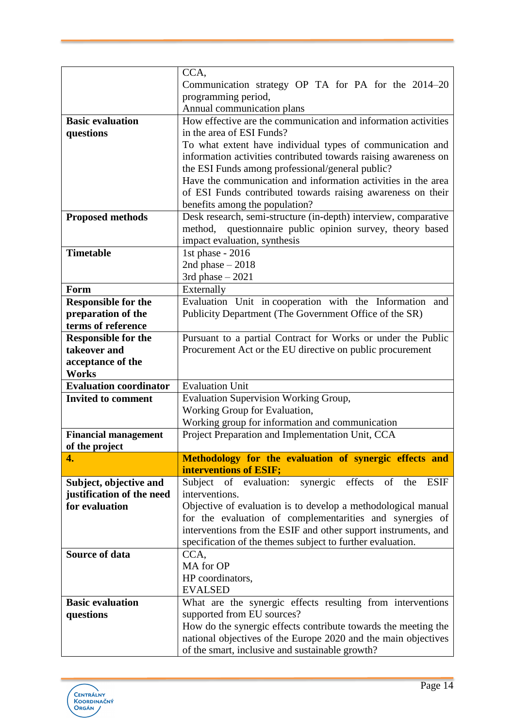| | |
|---|---|
| | CCA,<br>Communication strategy OP TA for PA for the 2014–20 programming period,<br>Annual communication plans |
| **Basic evaluation questions** | How effective are the communication and information activities in the area of ESI Funds?<br>To what extent have individual types of communication and information activities contributed towards raising awareness on the ESI Funds among professional/general public?<br>Have the communication and information activities in the area of ESI Funds contributed towards raising awareness on their benefits among the population? |
| **Proposed methods** | Desk research, semi-structure (in-depth) interview, comparative method, questionnaire public opinion survey, theory based impact evaluation, synthesis |
| **Timetable** | 1st phase - 2016<br>2nd phase – 2018<br>3rd phase – 2021 |
| **Form** | Externally |
| **Responsible for the preparation of the terms of reference** | Evaluation Unit in cooperation with the Information and Publicity Department (The Government Office of the SR) |
| **Responsible for the takeover and acceptance of the Works** | Pursuant to a partial Contract for Works or under the Public Procurement Act or the EU directive on public procurement |
| **Evaluation coordinator** | Evaluation Unit |
| **Invited to comment** | Evaluation Supervision Working Group,<br>Working Group for Evaluation,<br>Working group for information and communication |
| **Financial management of the project** | Project Preparation and Implementation Unit, CCA |
| **4.** | **Methodology for the evaluation of synergic effects and interventions of ESIF;** |
| **Subject, objective and justification of the need for evaluation** | Subject of evaluation: synergic effects of the ESIF interventions.<br>Objective of evaluation is to develop a methodological manual for the evaluation of complementarities and synergies of interventions from the ESIF and other support instruments, and specification of the themes subject to further evaluation. |
| **Source of data** | CCA,<br>MA for OP<br>HP coordinators,<br>EVALSED |
| **Basic evaluation questions** | What are the synergic effects resulting from interventions supported from EU sources?<br>How do the synergic effects contribute towards the meeting the national objectives of the Europe 2020 and the main objectives of the smart, inclusive and sustainable growth? |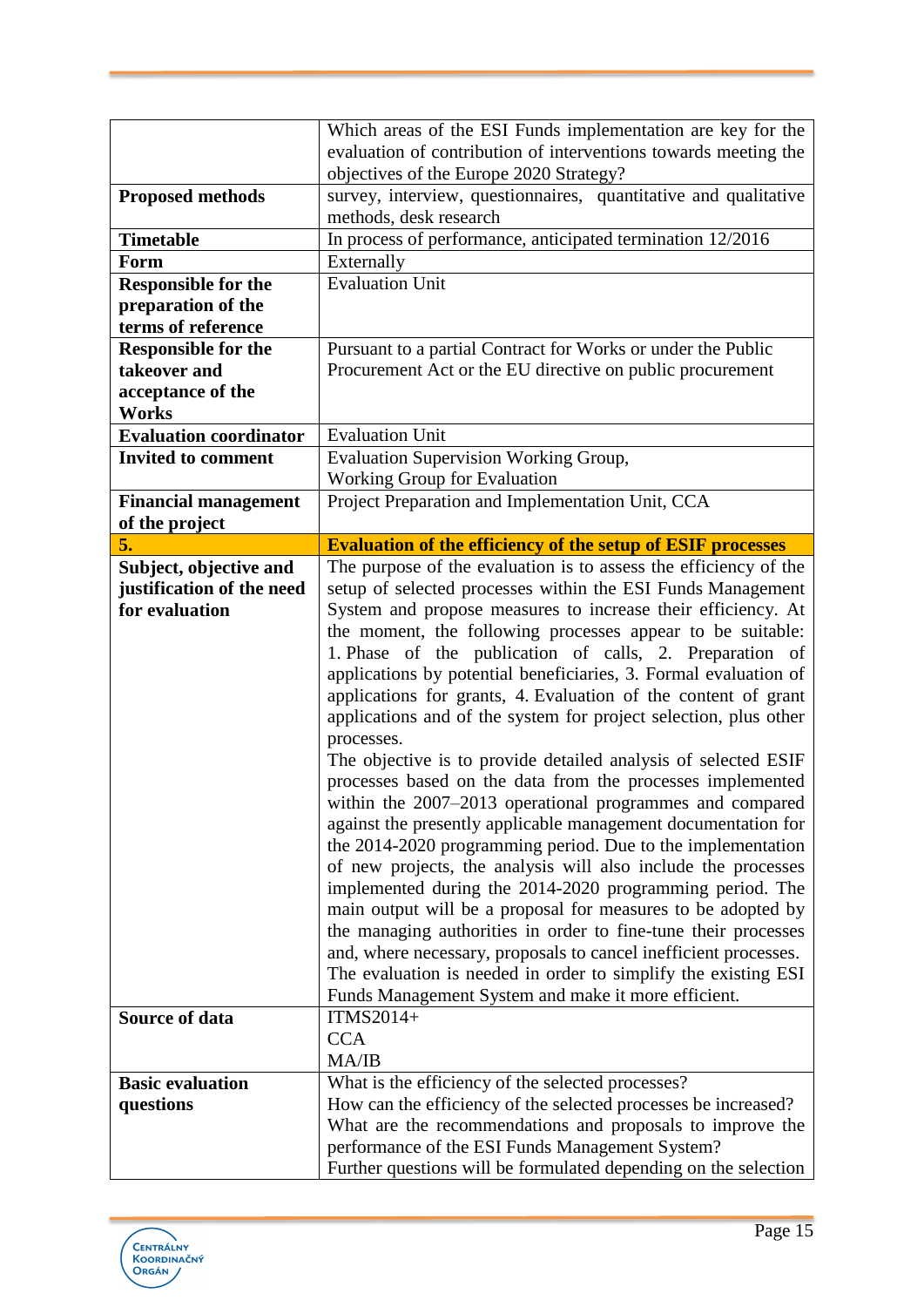| | |
|---|---|
| | Which areas of the ESI Funds implementation are key for the evaluation of contribution of interventions towards meeting the objectives of the Europe 2020 Strategy? |
| **Proposed methods** | survey, interview, questionnaires, quantitative and qualitative methods, desk research |
| **Timetable** | In process of performance, anticipated termination 12/2016 |
| **Form** | Externally |
| **Responsible for the preparation of the terms of reference** | Evaluation Unit |
| **Responsible for the takeover and acceptance of the Works** | Pursuant to a partial Contract for Works or under the Public Procurement Act or the EU directive on public procurement |
| **Evaluation coordinator** | Evaluation Unit |
| **Invited to comment** | Evaluation Supervision Working Group,<br>Working Group for Evaluation |
| **Financial management of the project** | Project Preparation and Implementation Unit, CCA |
| **5.** | **Evaluation of the efficiency of the setup of ESIF processes** |
| **Subject, objective and justification of the need for evaluation** | The purpose of the evaluation is to assess the efficiency of the setup of selected processes within the ESI Funds Management System and propose measures to increase their efficiency. At the moment, the following processes appear to be suitable: 1. Phase of the publication of calls, 2. Preparation of applications by potential beneficiaries, 3. Formal evaluation of applications for grants, 4. Evaluation of the content of grant applications and of the system for project selection, plus other processes.<br>The objective is to provide detailed analysis of selected ESIF processes based on the data from the processes implemented within the 2007–2013 operational programmes and compared against the presently applicable management documentation for the 2014-2020 programming period. Due to the implementation of new projects, the analysis will also include the processes implemented during the 2014-2020 programming period. The main output will be a proposal for measures to be adopted by the managing authorities in order to fine-tune their processes and, where necessary, proposals to cancel inefficient processes.<br>The evaluation is needed in order to simplify the existing ESI Funds Management System and make it more efficient. |
| **Source of data** | ITMS2014+<br>CCA<br>MA/IB |
| **Basic evaluation questions** | What is the efficiency of the selected processes?<br>How can the efficiency of the selected processes be increased?<br>What are the recommendations and proposals to improve the performance of the ESI Funds Management System?<br>Further questions will be formulated depending on the selection |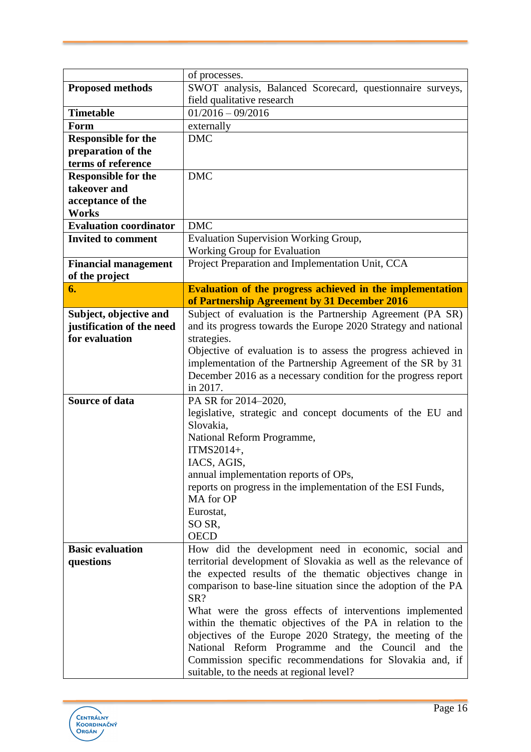|  |  |
|---|---|
|  | of processes. |
| **Proposed methods** | SWOT analysis, Balanced Scorecard, questionnaire surveys, field qualitative research |
| **Timetable** | 01/2016 – 09/2016 |
| **Form** | externally |
| **Responsible for the preparation of the terms of reference** | DMC |
| **Responsible for the takeover and acceptance of the Works** | DMC |
| **Evaluation coordinator** | DMC |
| **Invited to comment** | Evaluation Supervision Working Group,<br>Working Group for Evaluation |
| **Financial management of the project** | Project Preparation and Implementation Unit, CCA |
| **6.** | **Evaluation of the progress achieved in the implementation of Partnership Agreement by 31 December 2016** |
| **Subject, objective and justification of the need for evaluation** | Subject of evaluation is the Partnership Agreement (PA SR) and its progress towards the Europe 2020 Strategy and national strategies.<br>Objective of evaluation is to assess the progress achieved in implementation of the Partnership Agreement of the SR by 31 December 2016 as a necessary condition for the progress report in 2017. |
| **Source of data** | PA SR for 2014–2020,<br>legislative, strategic and concept documents of the EU and Slovakia,<br>National Reform Programme,<br>ITMS2014+,<br>IACS, AGIS,<br>annual implementation reports of OPs,<br>reports on progress in the implementation of the ESI Funds,<br>MA for OP<br>Eurostat,<br>SO SR,<br>OECD |
| **Basic evaluation questions** | How did the development need in economic, social and territorial development of Slovakia as well as the relevance of the expected results of the thematic objectives change in comparison to base-line situation since the adoption of the PA SR?<br>What were the gross effects of interventions implemented within the thematic objectives of the PA in relation to the objectives of the Europe 2020 Strategy, the meeting of the National Reform Programme and the Council and the Commission specific recommendations for Slovakia and, if suitable, to the needs at regional level? |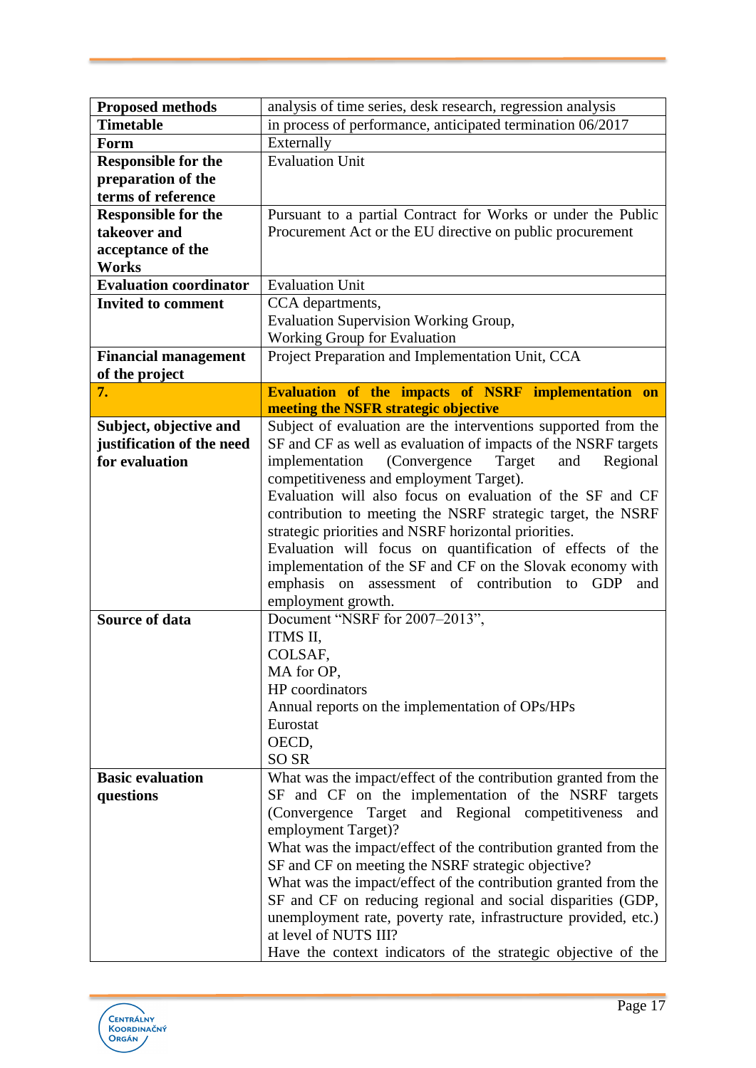| | |
|---|---|
| **Proposed methods** | analysis of time series, desk research, regression analysis |
| **Timetable** | in process of performance, anticipated termination 06/2017 |
| **Form** | Externally |
| **Responsible for the preparation of the terms of reference** | Evaluation Unit |
| **Responsible for the takeover and acceptance of the Works** | Pursuant to a partial Contract for Works or under the Public Procurement Act or the EU directive on public procurement |
| **Evaluation coordinator** | Evaluation Unit |
| **Invited to comment** | CCA departments,<br>Evaluation Supervision Working Group,<br>Working Group for Evaluation |
| **Financial management of the project** | Project Preparation and Implementation Unit, CCA |
| **7.** | **Evaluation of the impacts of NSRF implementation on meeting the NSFR strategic objective** |
| **Subject, objective and justification of the need for evaluation** | Subject of evaluation are the interventions supported from the SF and CF as well as evaluation of impacts of the NSRF targets implementation (Convergence Target and Regional competitiveness and employment Target).<br>Evaluation will also focus on evaluation of the SF and CF contribution to meeting the NSRF strategic target, the NSRF strategic priorities and NSRF horizontal priorities.<br>Evaluation will focus on quantification of effects of the implementation of the SF and CF on the Slovak economy with emphasis on assessment of contribution to GDP and employment growth. |
| **Source of data** | Document "NSRF for 2007–2013",<br>ITMS II,<br>COLSAF,<br>MA for OP,<br>HP coordinators<br>Annual reports on the implementation of OPs/HPs<br>Eurostat<br>OECD,<br>SO SR |
| **Basic evaluation questions** | What was the impact/effect of the contribution granted from the SF and CF on the implementation of the NSRF targets (Convergence Target and Regional competitiveness and employment Target)?<br>What was the impact/effect of the contribution granted from the SF and CF on meeting the NSRF strategic objective?<br>What was the impact/effect of the contribution granted from the SF and CF on reducing regional and social disparities (GDP, unemployment rate, poverty rate, infrastructure provided, etc.) at level of NUTS III?<br>Have the context indicators of the strategic objective of the |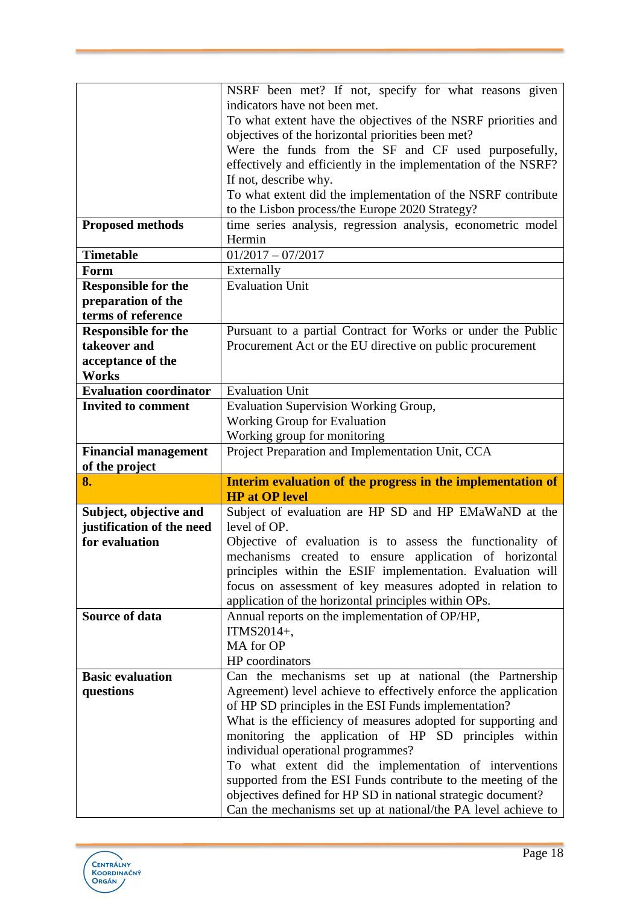| | |
|---|---|
| | NSRF been met? If not, specify for what reasons given indicators have not been met.<br>To what extent have the objectives of the NSRF priorities and objectives of the horizontal priorities been met?<br>Were the funds from the SF and CF used purposefully, effectively and efficiently in the implementation of the NSRF? If not, describe why.<br>To what extent did the implementation of the NSRF contribute to the Lisbon process/the Europe 2020 Strategy? |
| **Proposed methods** | time series analysis, regression analysis, econometric model Hermin |
| **Timetable** | 01/2017 – 07/2017 |
| **Form** | Externally |
| **Responsible for the preparation of the terms of reference** | Evaluation Unit |
| **Responsible for the takeover and acceptance of the Works** | Pursuant to a partial Contract for Works or under the Public Procurement Act or the EU directive on public procurement |
| **Evaluation coordinator** | Evaluation Unit |
| **Invited to comment** | Evaluation Supervision Working Group,<br>Working Group for Evaluation<br>Working group for monitoring |
| **Financial management of the project** | Project Preparation and Implementation Unit, CCA |
| **8.** | **Interim evaluation of the progress in the implementation of HP at OP level** |
| **Subject, objective and justification of the need for evaluation** | Subject of evaluation are HP SD and HP EMaWaND at the level of OP.<br>Objective of evaluation is to assess the functionality of mechanisms created to ensure application of horizontal principles within the ESIF implementation. Evaluation will focus on assessment of key measures adopted in relation to application of the horizontal principles within OPs. |
| **Source of data** | Annual reports on the implementation of OP/HP,<br>ITMS2014+,<br>MA for OP<br>HP coordinators |
| **Basic evaluation questions** | Can the mechanisms set up at national (the Partnership Agreement) level achieve to effectively enforce the application of HP SD principles in the ESI Funds implementation?<br>What is the efficiency of measures adopted for supporting and monitoring the application of HP SD principles within individual operational programmes?<br>To what extent did the implementation of interventions supported from the ESI Funds contribute to the meeting of the objectives defined for HP SD in national strategic document?<br>Can the mechanisms set up at national/the PA level achieve to |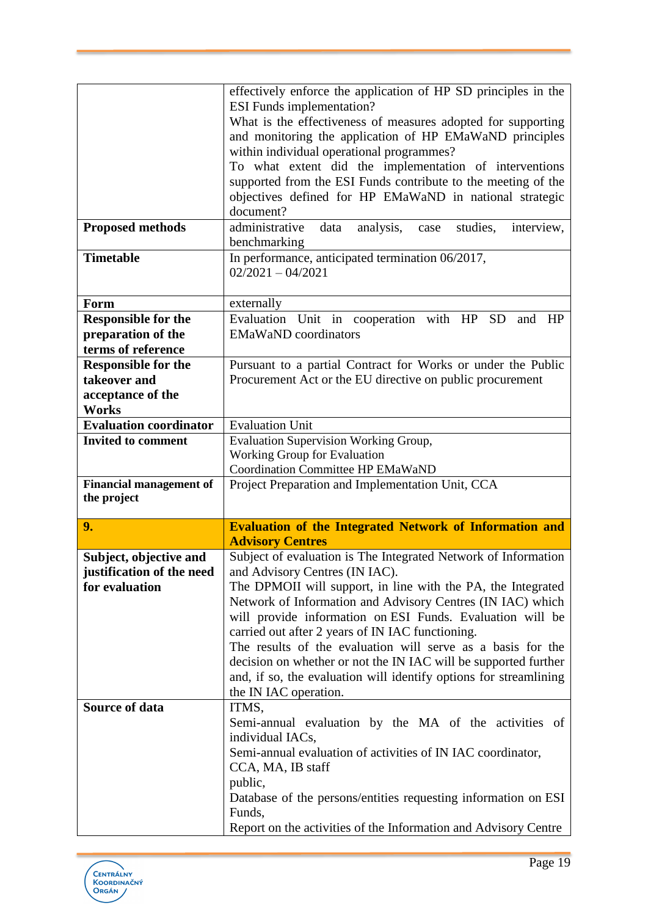| | |
|---|---|
| | effectively enforce the application of HP SD principles in the ESI Funds implementation?<br>What is the effectiveness of measures adopted for supporting and monitoring the application of HP EMaWaND principles within individual operational programmes?<br>To what extent did the implementation of interventions supported from the ESI Funds contribute to the meeting of the objectives defined for HP EMaWaND in national strategic document? |
| **Proposed methods** | administrative data analysis, case studies, interview, benchmarking |
| **Timetable** | In performance, anticipated termination 06/2017,<br>02/2021 – 04/2021 |
| **Form** | externally |
| **Responsible for the preparation of the terms of reference** | Evaluation Unit in cooperation with HP SD and HP EMaWaND coordinators |
| **Responsible for the takeover and acceptance of the Works** | Pursuant to a partial Contract for Works or under the Public Procurement Act or the EU directive on public procurement |
| **Evaluation coordinator** | Evaluation Unit |
| **Invited to comment** | Evaluation Supervision Working Group,<br>Working Group for Evaluation<br>Coordination Committee HP EMaWaND |
| **Financial management of the project** | Project Preparation and Implementation Unit, CCA |
| **9.** | **Evaluation of the Integrated Network of Information and Advisory Centres** |
| **Subject, objective and justification of the need for evaluation** | Subject of evaluation is The Integrated Network of Information and Advisory Centres (IN IAC).<br>The DPMOII will support, in line with the PA, the Integrated Network of Information and Advisory Centres (IN IAC) which will provide information on ESI Funds. Evaluation will be carried out after 2 years of IN IAC functioning.<br>The results of the evaluation will serve as a basis for the decision on whether or not the IN IAC will be supported further and, if so, the evaluation will identify options for streamlining the IN IAC operation. |
| **Source of data** | ITMS,<br>Semi-annual evaluation by the MA of the activities of individual IACs,<br>Semi-annual evaluation of activities of IN IAC coordinator, CCA, MA, IB staff<br>public,<br>Database of the persons/entities requesting information on ESI Funds,<br>Report on the activities of the Information and Advisory Centre |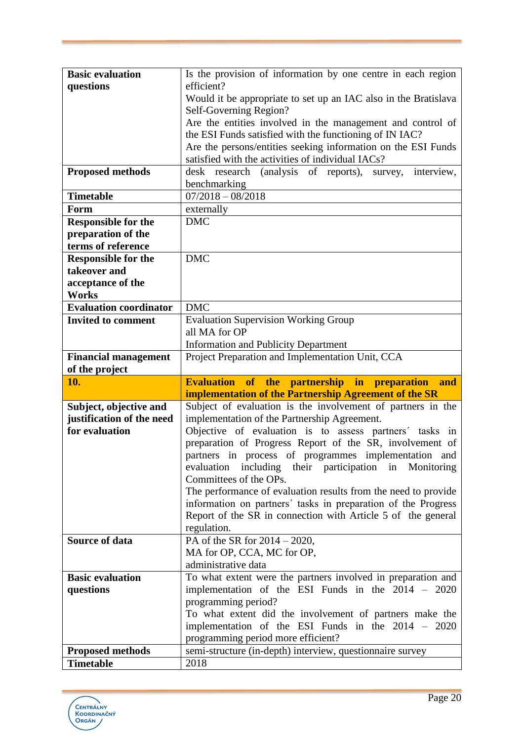| | |
|---|---|
| **Basic evaluation questions** | Is the provision of information by one centre in each region efficient?<br>Would it be appropriate to set up an IAC also in the Bratislava Self-Governing Region?<br>Are the entities involved in the management and control of the ESI Funds satisfied with the functioning of IN IAC?<br>Are the persons/entities seeking information on the ESI Funds satisfied with the activities of individual IACs? |
| **Proposed methods** | desk research (analysis of reports), survey, interview, benchmarking |
| **Timetable** | 07/2018 – 08/2018 |
| **Form** | externally |
| **Responsible for the preparation of the terms of reference** | DMC |
| **Responsible for the takeover and acceptance of the Works** | DMC |
| **Evaluation coordinator** | DMC |
| **Invited to comment** | Evaluation Supervision Working Group<br>all MA for OP<br>Information and Publicity Department |
| **Financial management of the project** | Project Preparation and Implementation Unit, CCA |
| **10.** | **Evaluation of the partnership in preparation and implementation of the Partnership Agreement of the SR** |
| **Subject, objective and justification of the need for evaluation** | Subject of evaluation is the involvement of partners in the implementation of the Partnership Agreement.<br>Objective of evaluation is to assess partners´ tasks in preparation of Progress Report of the SR, involvement of partners in process of programmes implementation and evaluation including their participation in Monitoring Committees of the OPs.<br>The performance of evaluation results from the need to provide information on partners´ tasks in preparation of the Progress Report of the SR in connection with Article 5 of the general regulation. |
| **Source of data** | PA of the SR for 2014 – 2020,<br>MA for OP, CCA, MC for OP,<br>administrative data |
| **Basic evaluation questions** | To what extent were the partners involved in preparation and implementation of the ESI Funds in the 2014 – 2020 programming period?<br>To what extent did the involvement of partners make the implementation of the ESI Funds in the 2014 – 2020 programming period more efficient? |
| **Proposed methods** | semi-structure (in-depth) interview, questionnaire survey |
| **Timetable** | 2018 |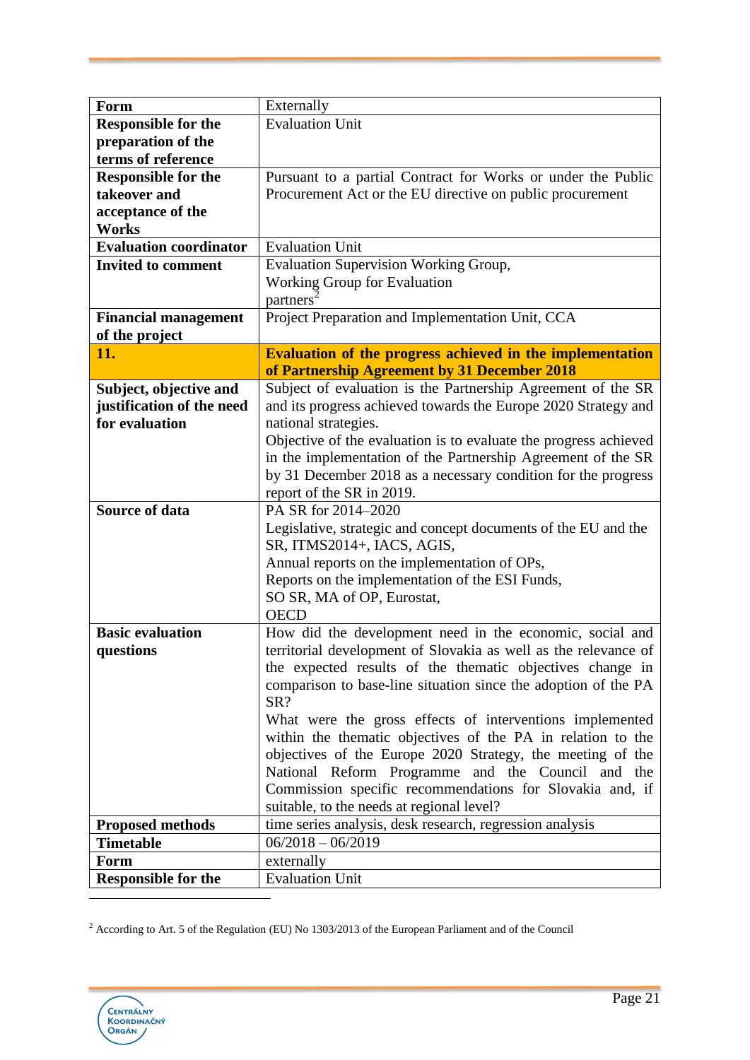| Form | Externally |
|---|---|
| **Responsible for the preparation of the terms of reference** | Evaluation Unit |
| **Responsible for the takeover and acceptance of the Works** | Pursuant to a partial Contract for Works or under the Public Procurement Act or the EU directive on public procurement |
| **Evaluation coordinator** | Evaluation Unit |
| **Invited to comment** | Evaluation Supervision Working Group, Working Group for Evaluation partners[2] |
| **Financial management of the project** | Project Preparation and Implementation Unit, CCA |
| **11.** | **Evaluation of the progress achieved in the implementation of Partnership Agreement by 31 December 2018** |
| **Subject, objective and justification of the need for evaluation** | Subject of evaluation is the Partnership Agreement of the SR and its progress achieved towards the Europe 2020 Strategy and national strategies.<br>Objective of the evaluation is to evaluate the progress achieved in the implementation of the Partnership Agreement of the SR by 31 December 2018 as a necessary condition for the progress report of the SR in 2019. |
| **Source of data** | PA SR for 2014–2020<br>Legislative, strategic and concept documents of the EU and the SR, ITMS2014+, IACS, AGIS,<br>Annual reports on the implementation of OPs,<br>Reports on the implementation of the ESI Funds,<br>SO SR, MA of OP, Eurostat,<br>OECD |
| **Basic evaluation questions** | How did the development need in the economic, social and territorial development of Slovakia as well as the relevance of the expected results of the thematic objectives change in comparison to base-line situation since the adoption of the PA SR?<br>What were the gross effects of interventions implemented within the thematic objectives of the PA in relation to the objectives of the Europe 2020 Strategy, the meeting of the National Reform Programme and the Council and the Commission specific recommendations for Slovakia and, if suitable, to the needs at regional level? |
| **Proposed methods** | time series analysis, desk research, regression analysis |
| **Timetable** | 06/2018 – 06/2019 |
| **Form** | externally |
| **Responsible for the** | Evaluation Unit |

[2] According to Art. 5 of the Regulation (EU) No 1303/2013 of the European Parliament and of the Council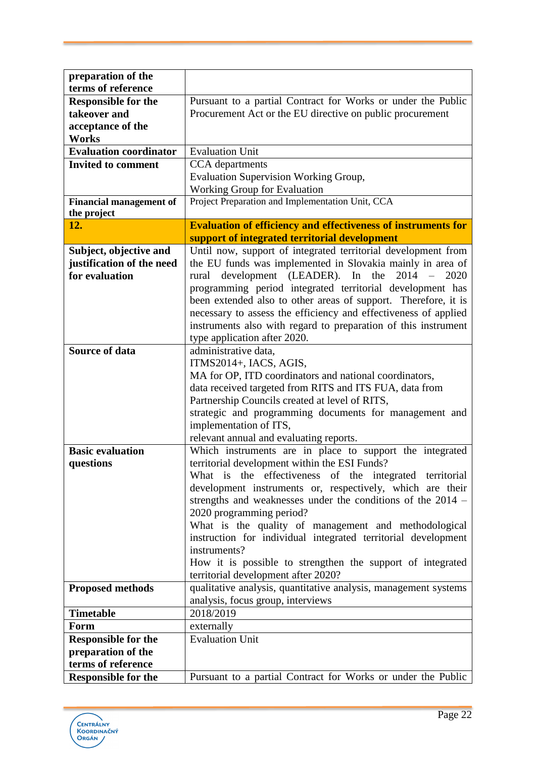| preparation of the terms of reference | |
|---|---|
| **Responsible for the takeover and acceptance of the Works** | Pursuant to a partial Contract for Works or under the Public Procurement Act or the EU directive on public procurement |
| **Evaluation coordinator** | Evaluation Unit |
| **Invited to comment** | CCA departments<br>Evaluation Supervision Working Group,<br>Working Group for Evaluation |
| **Financial management of the project** | Project Preparation and Implementation Unit, CCA |
| **12.** | **Evaluation of efficiency and effectiveness of instruments for support of integrated territorial development** |
| **Subject, objective and justification of the need for evaluation** | Until now, support of integrated territorial development from the EU funds was implemented in Slovakia mainly in area of rural development (LEADER). In the 2014 – 2020 programming period integrated territorial development has been extended also to other areas of support. Therefore, it is necessary to assess the efficiency and effectiveness of applied instruments also with regard to preparation of this instrument type application after 2020. |
| **Source of data** | administrative data,<br>ITMS2014+, IACS, AGIS,<br>MA for OP, ITD coordinators and national coordinators,<br>data received targeted from RITS and ITS FUA, data from Partnership Councils created at level of RITS,<br>strategic and programming documents for management and implementation of ITS,<br>relevant annual and evaluating reports. |
| **Basic evaluation questions** | Which instruments are in place to support the integrated territorial development within the ESI Funds?<br>What is the effectiveness of the integrated territorial development instruments or, respectively, which are their strengths and weaknesses under the conditions of the 2014 – 2020 programming period?<br>What is the quality of management and methodological instruction for individual integrated territorial development instruments?<br>How it is possible to strengthen the support of integrated territorial development after 2020? |
| **Proposed methods** | qualitative analysis, quantitative analysis, management systems analysis, focus group, interviews |
| **Timetable** | 2018/2019 |
| **Form** | externally |
| **Responsible for the preparation of the terms of reference** | Evaluation Unit |
| **Responsible for the** | Pursuant to a partial Contract for Works or under the Public |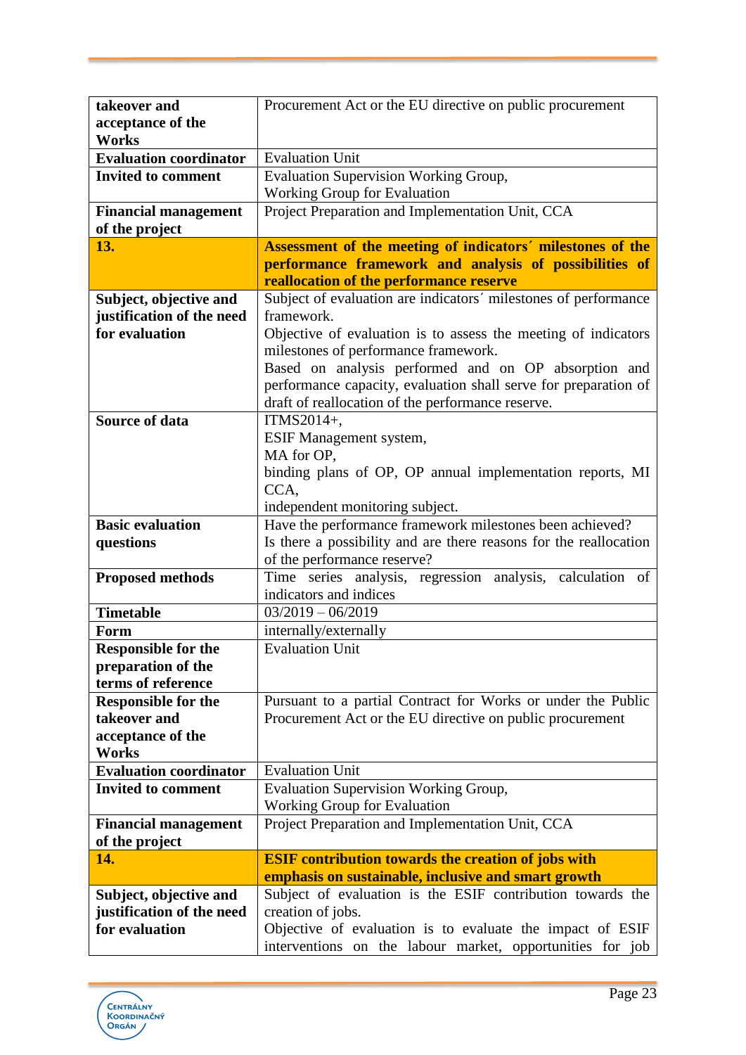| **takeover and acceptance of the Works** | Procurement Act or the EU directive on public procurement |
|---|---|
| **Evaluation coordinator** | Evaluation Unit |
| **Invited to comment** | Evaluation Supervision Working Group,<br>Working Group for Evaluation |
| **Financial management of the project** | Project Preparation and Implementation Unit, CCA |
| **13.** | **Assessment of the meeting of indicators´ milestones of the performance framework and analysis of possibilities of reallocation of the performance reserve** |
| **Subject, objective and justification of the need for evaluation** | Subject of evaluation are indicators´ milestones of performance framework.<br>Objective of evaluation is to assess the meeting of indicators milestones of performance framework.<br>Based on analysis performed and on OP absorption and performance capacity, evaluation shall serve for preparation of draft of reallocation of the performance reserve. |
| **Source of data** | ITMS2014+,<br>ESIF Management system,<br>MA for OP,<br>binding plans of OP, OP annual implementation reports, MI CCA,<br>independent monitoring subject. |
| **Basic evaluation questions** | Have the performance framework milestones been achieved?<br>Is there a possibility and are there reasons for the reallocation of the performance reserve? |
| **Proposed methods** | Time series analysis, regression analysis, calculation of indicators and indices |
| **Timetable** | 03/2019 – 06/2019 |
| **Form** | internally/externally |
| **Responsible for the preparation of the terms of reference** | Evaluation Unit |
| **Responsible for the takeover and acceptance of the Works** | Pursuant to a partial Contract for Works or under the Public Procurement Act or the EU directive on public procurement |
| **Evaluation coordinator** | Evaluation Unit |
| **Invited to comment** | Evaluation Supervision Working Group,<br>Working Group for Evaluation |
| **Financial management of the project** | Project Preparation and Implementation Unit, CCA |
| **14.** | **ESIF contribution towards the creation of jobs with emphasis on sustainable, inclusive and smart growth** |
| **Subject, objective and justification of the need for evaluation** | Subject of evaluation is the ESIF contribution towards the creation of jobs.<br>Objective of evaluation is to evaluate the impact of ESIF interventions on the labour market, opportunities for job |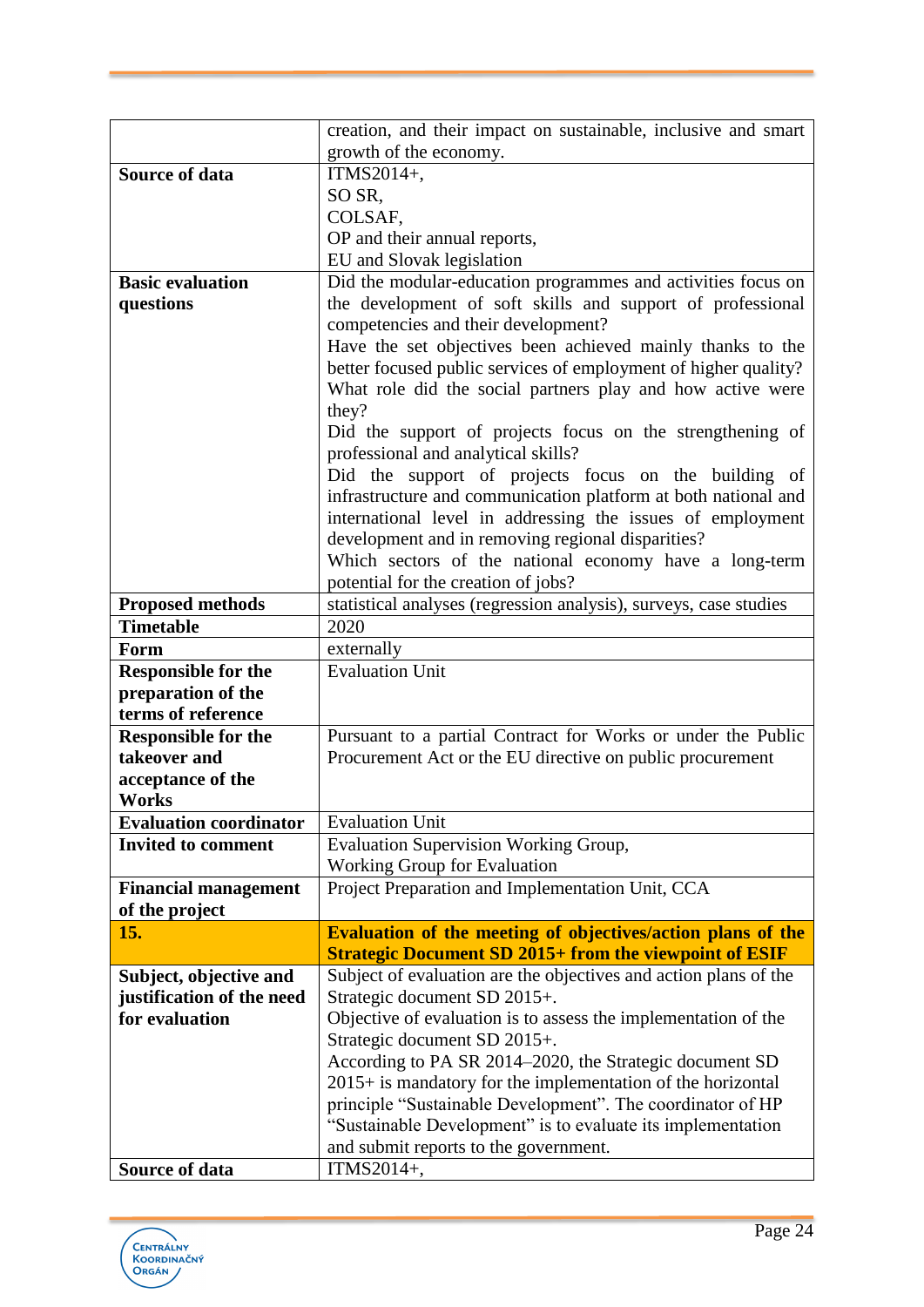| | |
|---|---|
| | creation, and their impact on sustainable, inclusive and smart growth of the economy. |
| **Source of data** | ITMS2014+,<br>SO SR,<br>COLSAF,<br>OP and their annual reports,<br>EU and Slovak legislation |
| **Basic evaluation questions** | Did the modular-education programmes and activities focus on the development of soft skills and support of professional competencies and their development?<br>Have the set objectives been achieved mainly thanks to the better focused public services of employment of higher quality?<br>What role did the social partners play and how active were they?<br>Did the support of projects focus on the strengthening of professional and analytical skills?<br>Did the support of projects focus on the building of infrastructure and communication platform at both national and international level in addressing the issues of employment development and in removing regional disparities?<br>Which sectors of the national economy have a long-term potential for the creation of jobs? |
| **Proposed methods** | statistical analyses (regression analysis), surveys, case studies |
| **Timetable** | 2020 |
| **Form** | externally |
| **Responsible for the preparation of the terms of reference** | Evaluation Unit |
| **Responsible for the takeover and acceptance of the Works** | Pursuant to a partial Contract for Works or under the Public Procurement Act or the EU directive on public procurement |
| **Evaluation coordinator** | Evaluation Unit |
| **Invited to comment** | Evaluation Supervision Working Group,<br>Working Group for Evaluation |
| **Financial management of the project** | Project Preparation and Implementation Unit, CCA |
| **15.** | **Evaluation of the meeting of objectives/action plans of the Strategic Document SD 2015+ from the viewpoint of ESIF** |
| **Subject, objective and justification of the need for evaluation** | Subject of evaluation are the objectives and action plans of the Strategic document SD 2015+.<br>Objective of evaluation is to assess the implementation of the Strategic document SD 2015+.<br>According to PA SR 2014–2020, the Strategic document SD 2015+ is mandatory for the implementation of the horizontal principle "Sustainable Development". The coordinator of HP "Sustainable Development" is to evaluate its implementation and submit reports to the government. |
| **Source of data** | ITMS2014+, |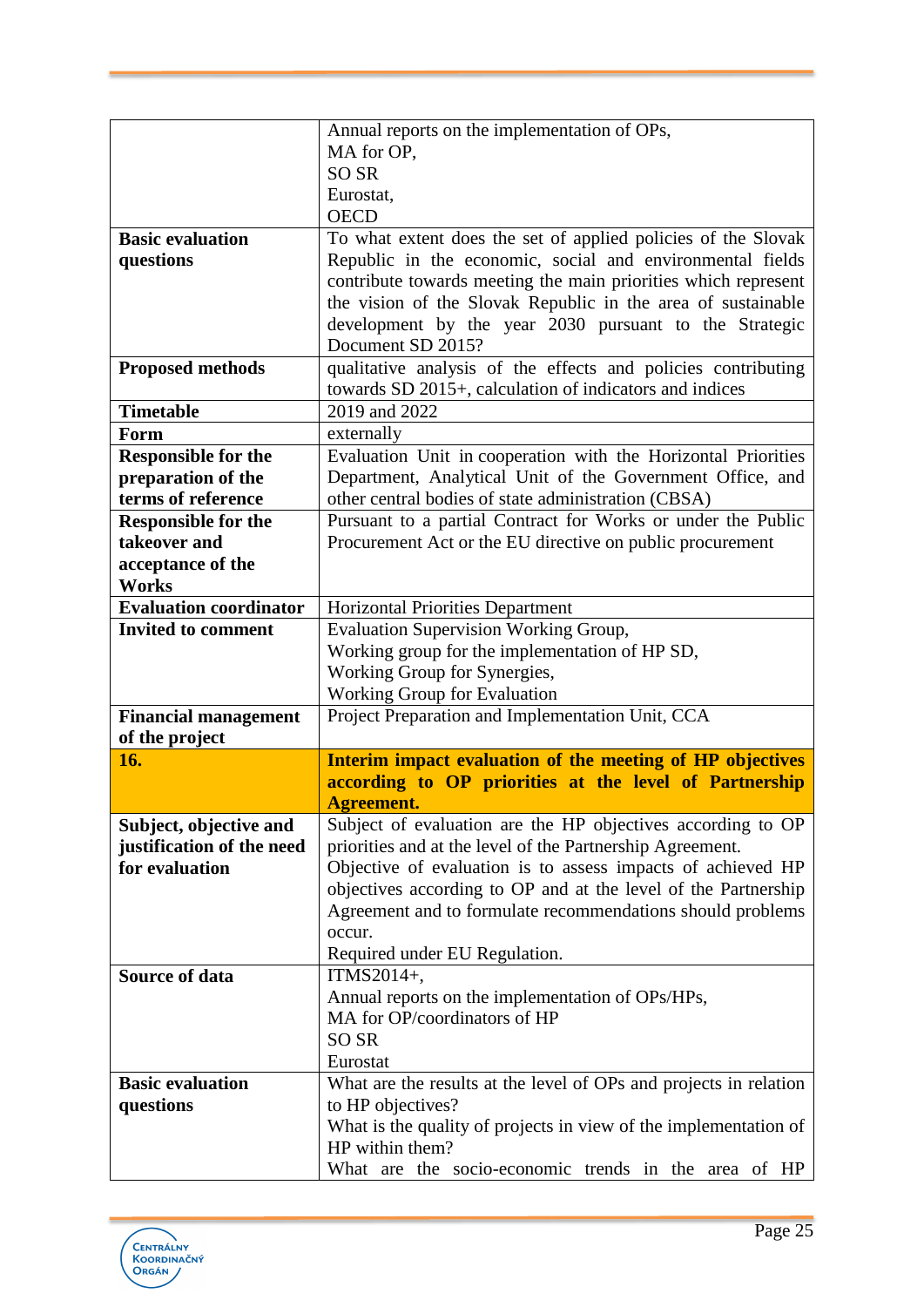| | |
|---|---|
| | Annual reports on the implementation of OPs,<br>MA for OP,<br>SO SR<br>Eurostat,<br>OECD |
| **Basic evaluation questions** | To what extent does the set of applied policies of the Slovak Republic in the economic, social and environmental fields contribute towards meeting the main priorities which represent the vision of the Slovak Republic in the area of sustainable development by the year 2030 pursuant to the Strategic Document SD 2015? |
| **Proposed methods** | qualitative analysis of the effects and policies contributing towards SD 2015+, calculation of indicators and indices |
| **Timetable** | 2019 and 2022 |
| **Form** | externally |
| **Responsible for the preparation of the terms of reference** | Evaluation Unit in cooperation with the Horizontal Priorities Department, Analytical Unit of the Government Office, and other central bodies of state administration (CBSA) |
| **Responsible for the takeover and acceptance of the Works** | Pursuant to a partial Contract for Works or under the Public Procurement Act or the EU directive on public procurement |
| **Evaluation coordinator** | Horizontal Priorities Department |
| **Invited to comment** | Evaluation Supervision Working Group,<br>Working group for the implementation of HP SD,<br>Working Group for Synergies,<br>Working Group for Evaluation |
| **Financial management of the project** | Project Preparation and Implementation Unit, CCA |
| **16.** | **Interim impact evaluation of the meeting of HP objectives according to OP priorities at the level of Partnership Agreement.** |
| **Subject, objective and justification of the need for evaluation** | Subject of evaluation are the HP objectives according to OP priorities and at the level of the Partnership Agreement.<br>Objective of evaluation is to assess impacts of achieved HP objectives according to OP and at the level of the Partnership Agreement and to formulate recommendations should problems occur.<br>Required under EU Regulation. |
| **Source of data** | ITMS2014+,<br>Annual reports on the implementation of OPs/HPs,<br>MA for OP/coordinators of HP<br>SO SR<br>Eurostat |
| **Basic evaluation questions** | What are the results at the level of OPs and projects in relation to HP objectives?<br>What is the quality of projects in view of the implementation of HP within them?<br>What are the socio-economic trends in the area of HP |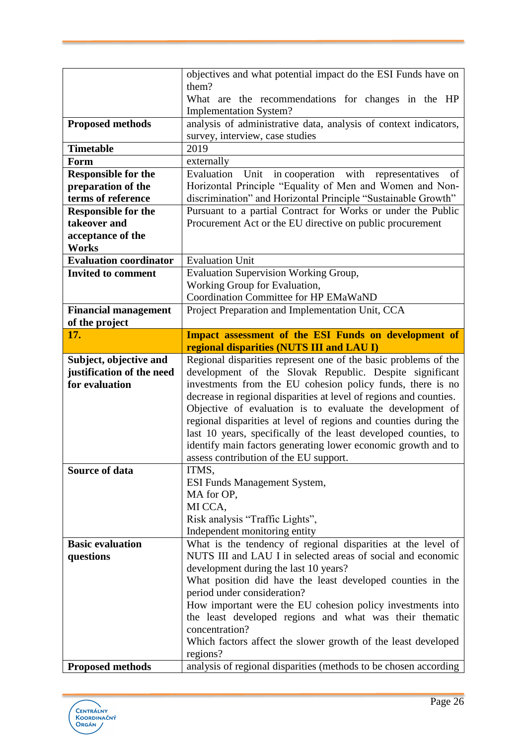| | |
|---|---|
| | objectives and what potential impact do the ESI Funds have on them?<br>What are the recommendations for changes in the HP Implementation System? |
| **Proposed methods** | analysis of administrative data, analysis of context indicators, survey, interview, case studies |
| **Timetable** | 2019 |
| **Form** | externally |
| **Responsible for the preparation of the terms of reference** | Evaluation Unit in cooperation with representatives of Horizontal Principle “Equality of Men and Women and Non-discrimination” and Horizontal Principle “Sustainable Growth” |
| **Responsible for the takeover and acceptance of the Works** | Pursuant to a partial Contract for Works or under the Public Procurement Act or the EU directive on public procurement |
| **Evaluation coordinator** | Evaluation Unit |
| **Invited to comment** | Evaluation Supervision Working Group,<br>Working Group for Evaluation,<br>Coordination Committee for HP EMaWaND |
| **Financial management of the project** | Project Preparation and Implementation Unit, CCA |
| **17.** | **Impact assessment of the ESI Funds on development of regional disparities (NUTS III and LAU I)** |
| **Subject, objective and justification of the need for evaluation** | Regional disparities represent one of the basic problems of the development of the Slovak Republic. Despite significant investments from the EU cohesion policy funds, there is no decrease in regional disparities at level of regions and counties.<br>Objective of evaluation is to evaluate the development of regional disparities at level of regions and counties during the last 10 years, specifically of the least developed counties, to identify main factors generating lower economic growth and to assess contribution of the EU support. |
| **Source of data** | ITMS,<br>ESI Funds Management System,<br>MA for OP,<br>MI CCA,<br>Risk analysis “Traffic Lights”,<br>Independent monitoring entity |
| **Basic evaluation questions** | What is the tendency of regional disparities at the level of NUTS III and LAU I in selected areas of social and economic development during the last 10 years?<br>What position did have the least developed counties in the period under consideration?<br>How important were the EU cohesion policy investments into the least developed regions and what was their thematic concentration?<br>Which factors affect the slower growth of the least developed regions? |
| **Proposed methods** | analysis of regional disparities (methods to be chosen according |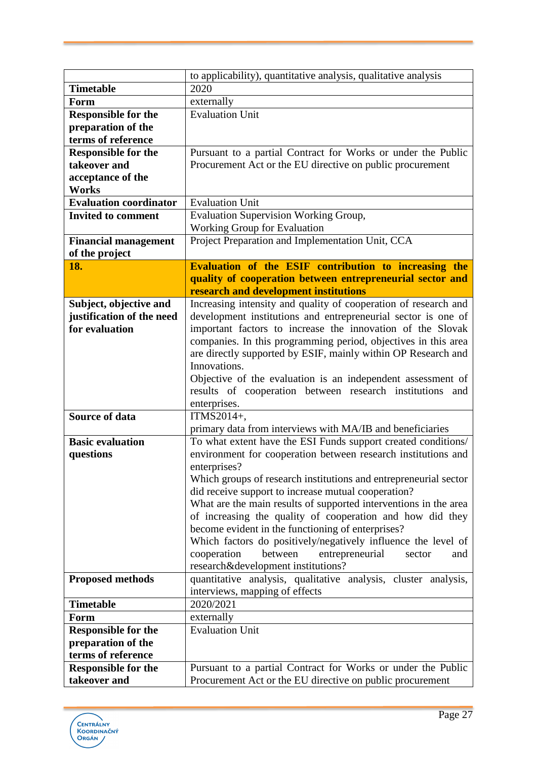|  |  |
|---|---|
|  | to applicability), quantitative analysis, qualitative analysis |
| **Timetable** | 2020 |
| **Form** | externally |
| **Responsible for the preparation of the terms of reference** | Evaluation Unit |
| **Responsible for the takeover and acceptance of the Works** | Pursuant to a partial Contract for Works or under the Public Procurement Act or the EU directive on public procurement |
| **Evaluation coordinator** | Evaluation Unit |
| **Invited to comment** | Evaluation Supervision Working Group, Working Group for Evaluation |
| **Financial management of the project** | Project Preparation and Implementation Unit, CCA |
| **18.** | **Evaluation of the ESIF contribution to increasing the quality of cooperation between entrepreneurial sector and research and development institutions** |
| **Subject, objective and justification of the need for evaluation** | Increasing intensity and quality of cooperation of research and development institutions and entrepreneurial sector is one of important factors to increase the innovation of the Slovak companies. In this programming period, objectives in this area are directly supported by ESIF, mainly within OP Research and Innovations.<br>Objective of the evaluation is an independent assessment of results of cooperation between research institutions and enterprises. |
| **Source of data** | ITMS2014+,<br>primary data from interviews with MA/IB and beneficiaries |
| **Basic evaluation questions** | To what extent have the ESI Funds support created conditions/ environment for cooperation between research institutions and enterprises?<br>Which groups of research institutions and entrepreneurial sector did receive support to increase mutual cooperation?<br>What are the main results of supported interventions in the area of increasing the quality of cooperation and how did they become evident in the functioning of enterprises?<br>Which factors do positively/negatively influence the level of cooperation between entrepreneurial sector and research&development institutions? |
| **Proposed methods** | quantitative analysis, qualitative analysis, cluster analysis, interviews, mapping of effects |
| **Timetable** | 2020/2021 |
| **Form** | externally |
| **Responsible for the preparation of the terms of reference** | Evaluation Unit |
| **Responsible for the takeover and** | Pursuant to a partial Contract for Works or under the Public Procurement Act or the EU directive on public procurement |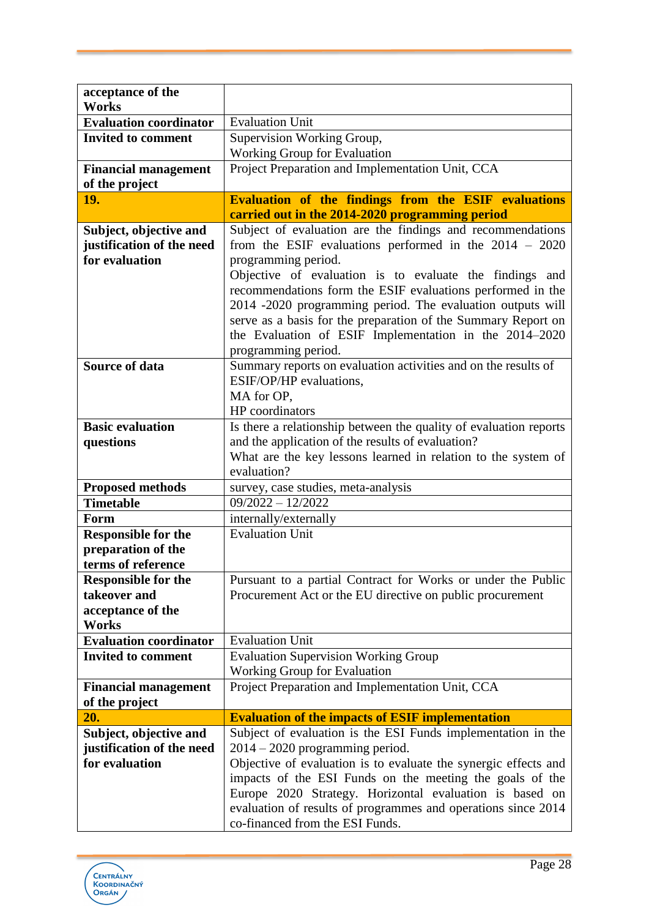| | |
|---|---|
| **acceptance of the Works** | |
| **Evaluation coordinator** | Evaluation Unit |
| **Invited to comment** | Supervision Working Group,<br>Working Group for Evaluation |
| **Financial management of the project** | Project Preparation and Implementation Unit, CCA |
| **19.** | **Evaluation of the findings from the ESIF evaluations carried out in the 2014-2020 programming period** |
| **Subject, objective and justification of the need for evaluation** | Subject of evaluation are the findings and recommendations from the ESIF evaluations performed in the 2014 – 2020 programming period.<br>Objective of evaluation is to evaluate the findings and recommendations form the ESIF evaluations performed in the 2014 -2020 programming period. The evaluation outputs will serve as a basis for the preparation of the Summary Report on the Evaluation of ESIF Implementation in the 2014–2020 programming period. |
| **Source of data** | Summary reports on evaluation activities and on the results of ESIF/OP/HP evaluations,<br>MA for OP,<br>HP coordinators |
| **Basic evaluation questions** | Is there a relationship between the quality of evaluation reports and the application of the results of evaluation?<br>What are the key lessons learned in relation to the system of evaluation? |
| **Proposed methods** | survey, case studies, meta-analysis |
| **Timetable** | 09/2022 – 12/2022 |
| **Form** | internally/externally |
| **Responsible for the preparation of the terms of reference** | Evaluation Unit |
| **Responsible for the takeover and acceptance of the Works** | Pursuant to a partial Contract for Works or under the Public Procurement Act or the EU directive on public procurement |
| **Evaluation coordinator** | Evaluation Unit |
| **Invited to comment** | Evaluation Supervision Working Group<br>Working Group for Evaluation |
| **Financial management of the project** | Project Preparation and Implementation Unit, CCA |
| **20.** | **Evaluation of the impacts of ESIF implementation** |
| **Subject, objective and justification of the need for evaluation** | Subject of evaluation is the ESI Funds implementation in the 2014 – 2020 programming period.<br>Objective of evaluation is to evaluate the synergic effects and impacts of the ESI Funds on the meeting the goals of the Europe 2020 Strategy. Horizontal evaluation is based on evaluation of results of programmes and operations since 2014 co-financed from the ESI Funds. |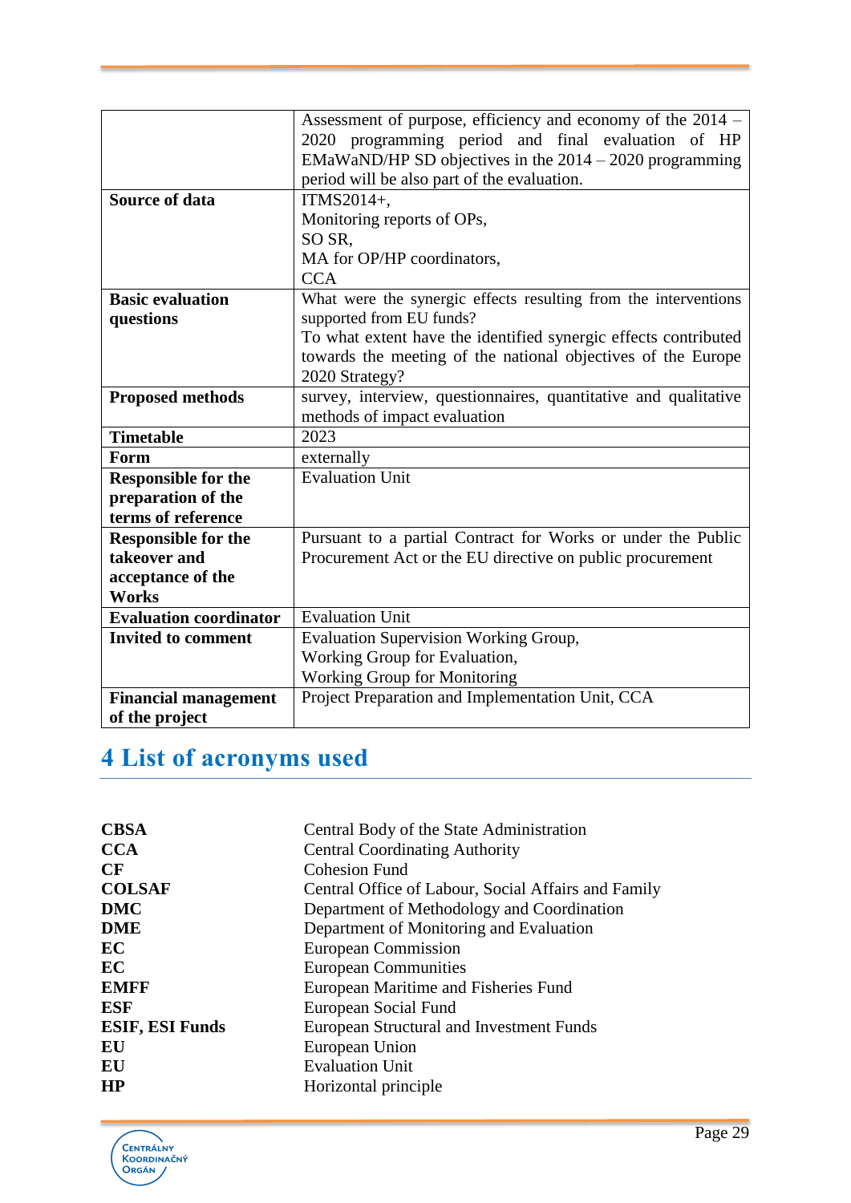|  |  |
|---|---|
|  | Assessment of purpose, efficiency and economy of the 2014 – 2020 programming period and final evaluation of HP EMaWaND/HP SD objectives in the 2014 – 2020 programming period will be also part of the evaluation. |
| **Source of data** | ITMS2014+,<br>Monitoring reports of OPs,<br>SO SR,<br>MA for OP/HP coordinators,<br>CCA |
| **Basic evaluation questions** | What were the synergic effects resulting from the interventions supported from EU funds?<br>To what extent have the identified synergic effects contributed towards the meeting of the national objectives of the Europe 2020 Strategy? |
| **Proposed methods** | survey, interview, questionnaires, quantitative and qualitative methods of impact evaluation |
| **Timetable** | 2023 |
| **Form** | externally |
| **Responsible for the preparation of the terms of reference** | Evaluation Unit |
| **Responsible for the takeover and acceptance of the Works** | Pursuant to a partial Contract for Works or under the Public Procurement Act or the EU directive on public procurement |
| **Evaluation coordinator** | Evaluation Unit |
| **Invited to comment** | Evaluation Supervision Working Group,<br>Working Group for Evaluation,<br>Working Group for Monitoring |
| **Financial management of the project** | Project Preparation and Implementation Unit, CCA |

# 4 List of acronyms used

|  |  |
|---|---|
| **CBSA** | Central Body of the State Administration |
| **CCA** | Central Coordinating Authority |
| **CF** | Cohesion Fund |
| **COLSAF** | Central Office of Labour, Social Affairs and Family |
| **DMC** | Department of Methodology and Coordination |
| **DME** | Department of Monitoring and Evaluation |
| **EC** | European Commission |
| **EC** | European Communities |
| **EMFF** | European Maritime and Fisheries Fund |
| **ESF** | European Social Fund |
| **ESIF, ESI Funds** | European Structural and Investment Funds |
| **EU** | European Union |
| **EU** | Evaluation Unit |
| **HP** | Horizontal principle |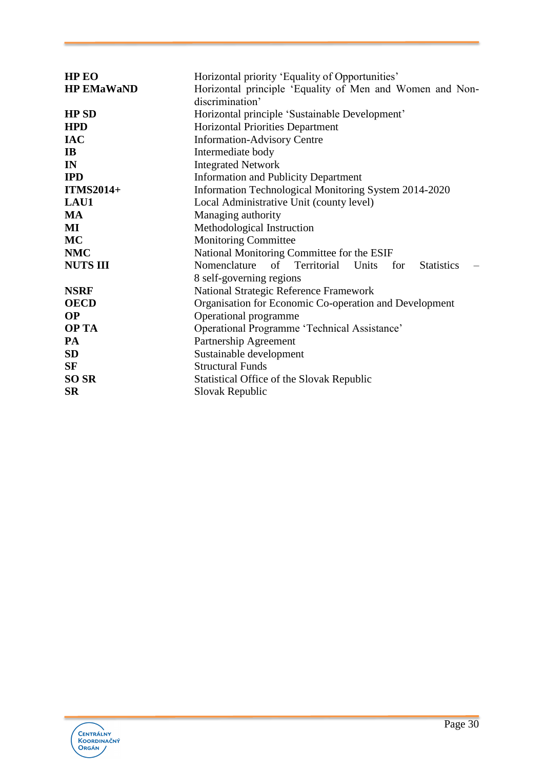| | |
|---|---|
| **HP EO** | Horizontal priority 'Equality of Opportunities' |
| **HP EMaWaND** | Horizontal principle 'Equality of Men and Women and Non-discrimination' |
| **HP SD** | Horizontal principle 'Sustainable Development' |
| **HPD** | Horizontal Priorities Department |
| **IAC** | Information-Advisory Centre |
| **IB** | Intermediate body |
| **IN** | Integrated Network |
| **IPD** | Information and Publicity Department |
| **ITMS2014+** | Information Technological Monitoring System 2014-2020 |
| **LAU1** | Local Administrative Unit (county level) |
| **MA** | Managing authority |
| **MI** | Methodological Instruction |
| **MC** | Monitoring Committee |
| **NMC** | National Monitoring Committee for the ESIF |
| **NUTS III** | Nomenclature of Territorial Units for Statistics – 8 self-governing regions |
| **NSRF** | National Strategic Reference Framework |
| **OECD** | Organisation for Economic Co-operation and Development |
| **OP** | Operational programme |
| **OP TA** | Operational Programme 'Technical Assistance' |
| **PA** | Partnership Agreement |
| **SD** | Sustainable development |
| **SF** | Structural Funds |
| **SO SR** | Statistical Office of the Slovak Republic |
| **SR** | Slovak Republic |